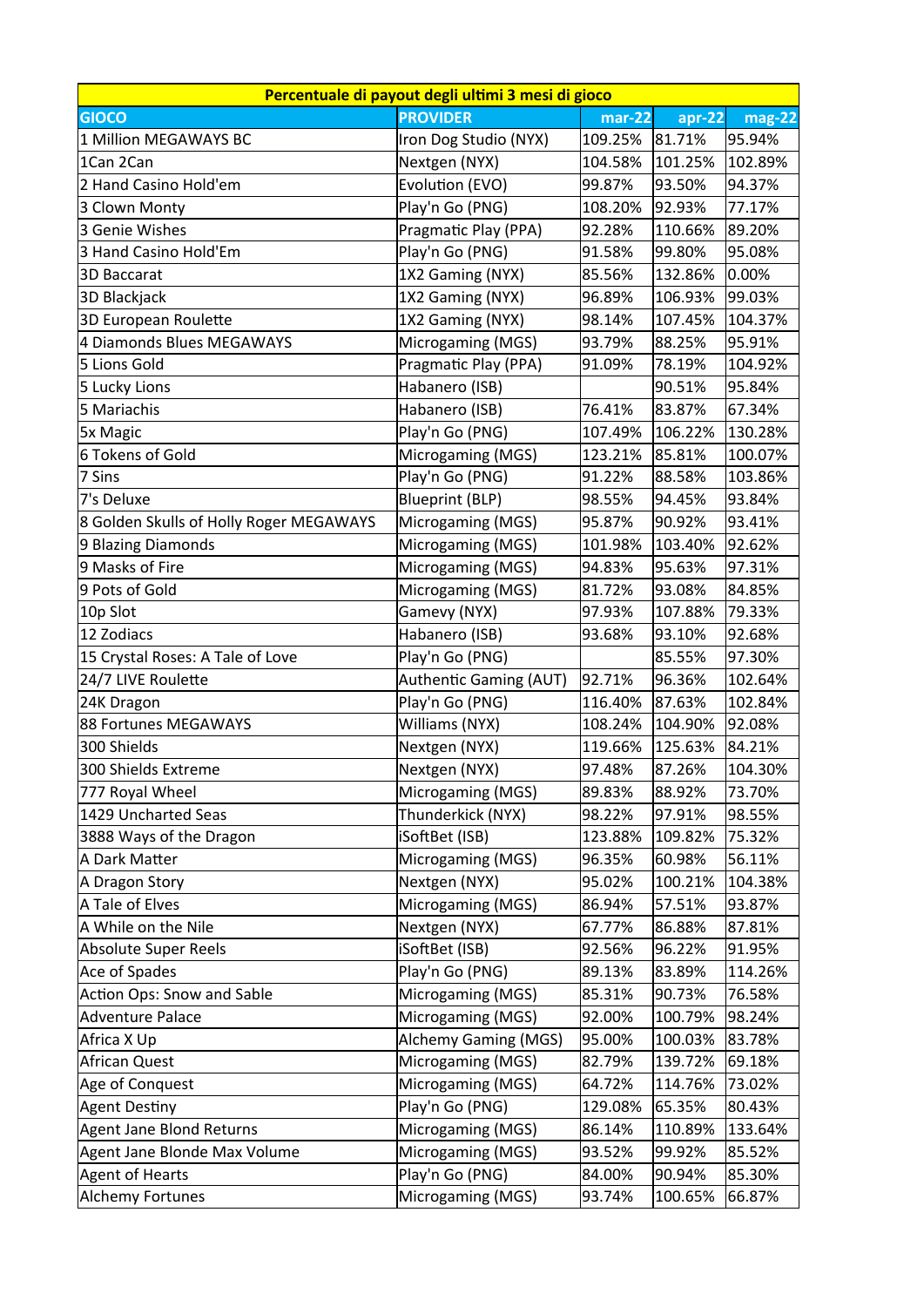| Percentuale di payout degli ultimi 3 mesi di gioco | | | | |
|---|---|---|---|---|
| **GIOCO** | **PROVIDER** | **mar-22** | **apr-22** | **mag-22** |
| 1 Million MEGAWAYS BC | Iron Dog Studio (NYX) | 109.25% | 81.71% | 95.94% |
| 1Can 2Can | Nextgen (NYX) | 104.58% | 101.25% | 102.89% |
| 2 Hand Casino Hold'em | Evolution (EVO) | 99.87% | 93.50% | 94.37% |
| 3 Clown Monty | Play'n Go (PNG) | 108.20% | 92.93% | 77.17% |
| 3 Genie Wishes | Pragmatic Play (PPA) | 92.28% | 110.66% | 89.20% |
| 3 Hand Casino Hold'Em | Play'n Go (PNG) | 91.58% | 99.80% | 95.08% |
| 3D Baccarat | 1X2 Gaming (NYX) | 85.56% | 132.86% | 0.00% |
| 3D Blackjack | 1X2 Gaming (NYX) | 96.89% | 106.93% | 99.03% |
| 3D European Roulette | 1X2 Gaming (NYX) | 98.14% | 107.45% | 104.37% |
| 4 Diamonds Blues MEGAWAYS | Microgaming (MGS) | 93.79% | 88.25% | 95.91% |
| 5 Lions Gold | Pragmatic Play (PPA) | 91.09% | 78.19% | 104.92% |
| 5 Lucky Lions | Habanero (ISB) | | 90.51% | 95.84% |
| 5 Mariachis | Habanero (ISB) | 76.41% | 83.87% | 67.34% |
| 5x Magic | Play'n Go (PNG) | 107.49% | 106.22% | 130.28% |
| 6 Tokens of Gold | Microgaming (MGS) | 123.21% | 85.81% | 100.07% |
| 7 Sins | Play'n Go (PNG) | 91.22% | 88.58% | 103.86% |
| 7's Deluxe | Blueprint (BLP) | 98.55% | 94.45% | 93.84% |
| 8 Golden Skulls of Holly Roger MEGAWAYS | Microgaming (MGS) | 95.87% | 90.92% | 93.41% |
| 9 Blazing Diamonds | Microgaming (MGS) | 101.98% | 103.40% | 92.62% |
| 9 Masks of Fire | Microgaming (MGS) | 94.83% | 95.63% | 97.31% |
| 9 Pots of Gold | Microgaming (MGS) | 81.72% | 93.08% | 84.85% |
| 10p Slot | Gamevy (NYX) | 97.93% | 107.88% | 79.33% |
| 12 Zodiacs | Habanero (ISB) | 93.68% | 93.10% | 92.68% |
| 15 Crystal Roses: A Tale of Love | Play'n Go (PNG) | | 85.55% | 97.30% |
| 24/7 LIVE Roulette | Authentic Gaming (AUT) | 92.71% | 96.36% | 102.64% |
| 24K Dragon | Play'n Go (PNG) | 116.40% | 87.63% | 102.84% |
| 88 Fortunes MEGAWAYS | Williams (NYX) | 108.24% | 104.90% | 92.08% |
| 300 Shields | Nextgen (NYX) | 119.66% | 125.63% | 84.21% |
| 300 Shields Extreme | Nextgen (NYX) | 97.48% | 87.26% | 104.30% |
| 777 Royal Wheel | Microgaming (MGS) | 89.83% | 88.92% | 73.70% |
| 1429 Uncharted Seas | Thunderkick (NYX) | 98.22% | 97.91% | 98.55% |
| 3888 Ways of the Dragon | iSoftBet (ISB) | 123.88% | 109.82% | 75.32% |
| A Dark Matter | Microgaming (MGS) | 96.35% | 60.98% | 56.11% |
| A Dragon Story | Nextgen (NYX) | 95.02% | 100.21% | 104.38% |
| A Tale of Elves | Microgaming (MGS) | 86.94% | 57.51% | 93.87% |
| A While on the Nile | Nextgen (NYX) | 67.77% | 86.88% | 87.81% |
| Absolute Super Reels | iSoftBet (ISB) | 92.56% | 96.22% | 91.95% |
| Ace of Spades | Play'n Go (PNG) | 89.13% | 83.89% | 114.26% |
| Action Ops: Snow and Sable | Microgaming (MGS) | 85.31% | 90.73% | 76.58% |
| Adventure Palace | Microgaming (MGS) | 92.00% | 100.79% | 98.24% |
| Africa X Up | Alchemy Gaming (MGS) | 95.00% | 100.03% | 83.78% |
| African Quest | Microgaming (MGS) | 82.79% | 139.72% | 69.18% |
| Age of Conquest | Microgaming (MGS) | 64.72% | 114.76% | 73.02% |
| Agent Destiny | Play'n Go (PNG) | 129.08% | 65.35% | 80.43% |
| Agent Jane Blond Returns | Microgaming (MGS) | 86.14% | 110.89% | 133.64% |
| Agent Jane Blonde Max Volume | Microgaming (MGS) | 93.52% | 99.92% | 85.52% |
| Agent of Hearts | Play'n Go (PNG) | 84.00% | 90.94% | 85.30% |
| Alchemy Fortunes | Microgaming (MGS) | 93.74% | 100.65% | 66.87% |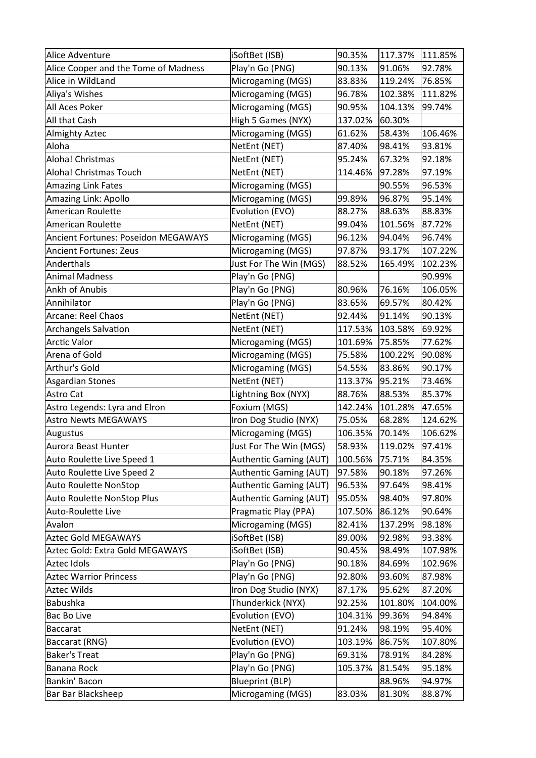| Alice Adventure | iSoftBet (ISB) | 90.35% | 117.37% | 111.85% |
|---|---|---|---|---|
| Alice Cooper and the Tome of Madness | Play'n Go (PNG) | 90.13% | 91.06% | 92.78% |
| Alice in WildLand | Microgaming (MGS) | 83.83% | 119.24% | 76.85% |
| Aliya's Wishes | Microgaming (MGS) | 96.78% | 102.38% | 111.82% |
| All Aces Poker | Microgaming (MGS) | 90.95% | 104.13% | 99.74% |
| All that Cash | High 5 Games (NYX) | 137.02% | 60.30% | |
| Almighty Aztec | Microgaming (MGS) | 61.62% | 58.43% | 106.46% |
| Aloha | NetEnt (NET) | 87.40% | 98.41% | 93.81% |
| Aloha! Christmas | NetEnt (NET) | 95.24% | 67.32% | 92.18% |
| Aloha! Christmas Touch | NetEnt (NET) | 114.46% | 97.28% | 97.19% |
| Amazing Link Fates | Microgaming (MGS) | | 90.55% | 96.53% |
| Amazing Link: Apollo | Microgaming (MGS) | 99.89% | 96.87% | 95.14% |
| American Roulette | Evolution (EVO) | 88.27% | 88.63% | 88.83% |
| American Roulette | NetEnt (NET) | 99.04% | 101.56% | 87.72% |
| Ancient Fortunes: Poseidon MEGAWAYS | Microgaming (MGS) | 96.12% | 94.04% | 96.74% |
| Ancient Fortunes: Zeus | Microgaming (MGS) | 97.87% | 93.17% | 107.22% |
| Anderthals | Just For The Win (MGS) | 88.52% | 165.49% | 102.23% |
| Animal Madness | Play'n Go (PNG) | | | 90.99% |
| Ankh of Anubis | Play'n Go (PNG) | 80.96% | 76.16% | 106.05% |
| Annihilator | Play'n Go (PNG) | 83.65% | 69.57% | 80.42% |
| Arcane: Reel Chaos | NetEnt (NET) | 92.44% | 91.14% | 90.13% |
| Archangels Salvation | NetEnt (NET) | 117.53% | 103.58% | 69.92% |
| Arctic Valor | Microgaming (MGS) | 101.69% | 75.85% | 77.62% |
| Arena of Gold | Microgaming (MGS) | 75.58% | 100.22% | 90.08% |
| Arthur's Gold | Microgaming (MGS) | 54.55% | 83.86% | 90.17% |
| Asgardian Stones | NetEnt (NET) | 113.37% | 95.21% | 73.46% |
| Astro Cat | Lightning Box (NYX) | 88.76% | 88.53% | 85.37% |
| Astro Legends: Lyra and Elron | Foxium (MGS) | 142.24% | 101.28% | 47.65% |
| Astro Newts MEGAWAYS | Iron Dog Studio (NYX) | 75.05% | 68.28% | 124.62% |
| Augustus | Microgaming (MGS) | 106.35% | 70.14% | 106.62% |
| Aurora Beast Hunter | Just For The Win (MGS) | 58.93% | 119.02% | 97.41% |
| Auto Roulette Live Speed 1 | Authentic Gaming (AUT) | 100.56% | 75.71% | 84.35% |
| Auto Roulette Live Speed 2 | Authentic Gaming (AUT) | 97.58% | 90.18% | 97.26% |
| Auto Roulette NonStop | Authentic Gaming (AUT) | 96.53% | 97.64% | 98.41% |
| Auto Roulette NonStop Plus | Authentic Gaming (AUT) | 95.05% | 98.40% | 97.80% |
| Auto-Roulette Live | Pragmatic Play (PPA) | 107.50% | 86.12% | 90.64% |
| Avalon | Microgaming (MGS) | 82.41% | 137.29% | 98.18% |
| Aztec Gold MEGAWAYS | iSoftBet (ISB) | 89.00% | 92.98% | 93.38% |
| Aztec Gold: Extra Gold MEGAWAYS | iSoftBet (ISB) | 90.45% | 98.49% | 107.98% |
| Aztec Idols | Play'n Go (PNG) | 90.18% | 84.69% | 102.96% |
| Aztec Warrior Princess | Play'n Go (PNG) | 92.80% | 93.60% | 87.98% |
| Aztec Wilds | Iron Dog Studio (NYX) | 87.17% | 95.62% | 87.20% |
| Babushka | Thunderkick (NYX) | 92.25% | 101.80% | 104.00% |
| Bac Bo Live | Evolution (EVO) | 104.31% | 99.36% | 94.84% |
| Baccarat | NetEnt (NET) | 91.24% | 98.19% | 95.40% |
| Baccarat (RNG) | Evolution (EVO) | 103.19% | 86.75% | 107.80% |
| Baker's Treat | Play'n Go (PNG) | 69.31% | 78.91% | 84.28% |
| Banana Rock | Play'n Go (PNG) | 105.37% | 81.54% | 95.18% |
| Bankin' Bacon | Blueprint (BLP) | | 88.96% | 94.97% |
| Bar Bar Blacksheep | Microgaming (MGS) | 83.03% | 81.30% | 88.87% |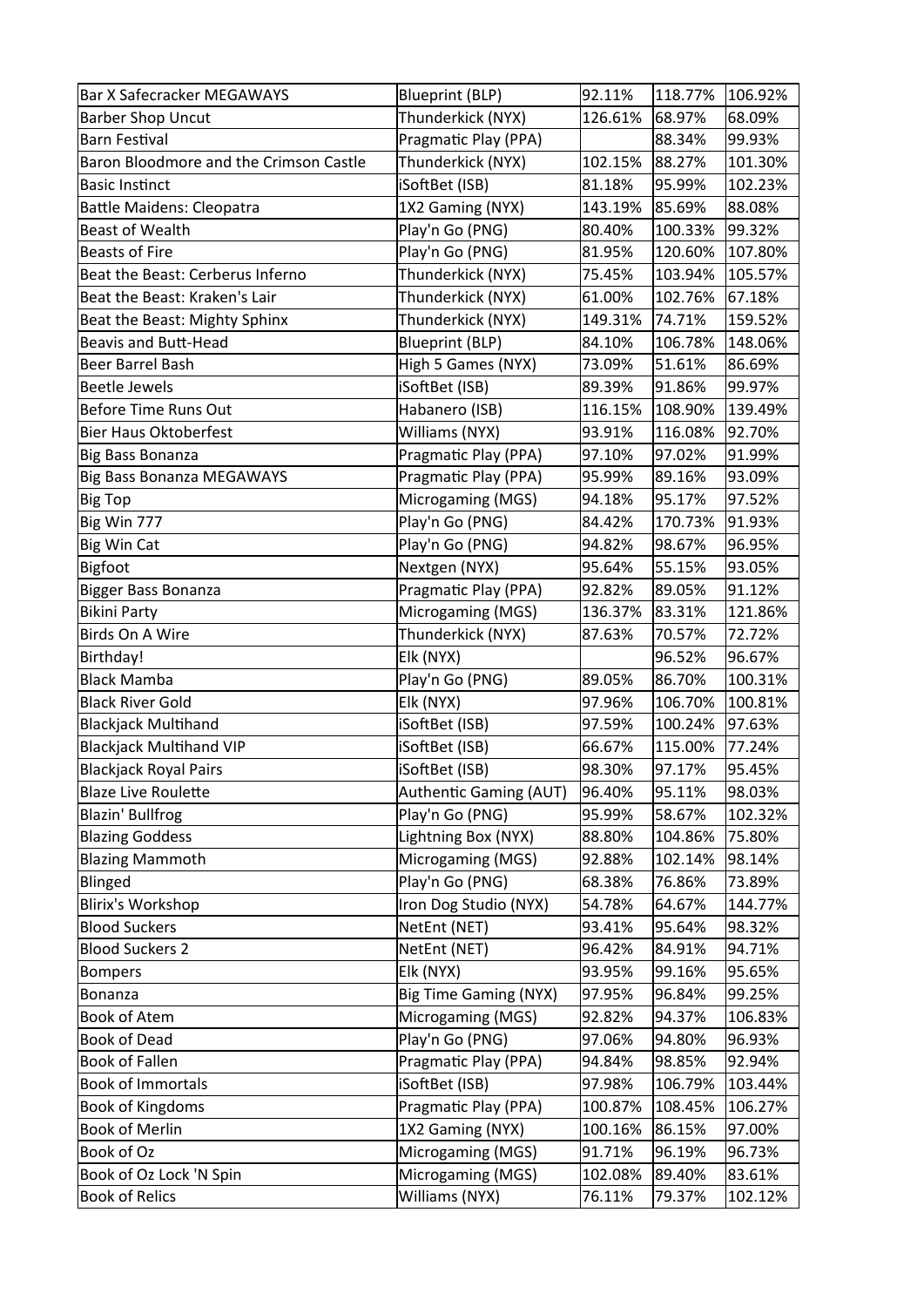| Bar X Safecracker MEGAWAYS | Blueprint (BLP) | 92.11% | 118.77% | 106.92% |
|---|---|---|---|---|
| Barber Shop Uncut | Thunderkick (NYX) | 126.61% | 68.97% | 68.09% |
| Barn Festival | Pragmatic Play (PPA) | | 88.34% | 99.93% |
| Baron Bloodmore and the Crimson Castle | Thunderkick (NYX) | 102.15% | 88.27% | 101.30% |
| Basic Instinct | iSoftBet (ISB) | 81.18% | 95.99% | 102.23% |
| Battle Maidens: Cleopatra | 1X2 Gaming (NYX) | 143.19% | 85.69% | 88.08% |
| Beast of Wealth | Play'n Go (PNG) | 80.40% | 100.33% | 99.32% |
| Beasts of Fire | Play'n Go (PNG) | 81.95% | 120.60% | 107.80% |
| Beat the Beast: Cerberus Inferno | Thunderkick (NYX) | 75.45% | 103.94% | 105.57% |
| Beat the Beast: Kraken's Lair | Thunderkick (NYX) | 61.00% | 102.76% | 67.18% |
| Beat the Beast: Mighty Sphinx | Thunderkick (NYX) | 149.31% | 74.71% | 159.52% |
| Beavis and Butt-Head | Blueprint (BLP) | 84.10% | 106.78% | 148.06% |
| Beer Barrel Bash | High 5 Games (NYX) | 73.09% | 51.61% | 86.69% |
| Beetle Jewels | iSoftBet (ISB) | 89.39% | 91.86% | 99.97% |
| Before Time Runs Out | Habanero (ISB) | 116.15% | 108.90% | 139.49% |
| Bier Haus Oktoberfest | Williams (NYX) | 93.91% | 116.08% | 92.70% |
| Big Bass Bonanza | Pragmatic Play (PPA) | 97.10% | 97.02% | 91.99% |
| Big Bass Bonanza MEGAWAYS | Pragmatic Play (PPA) | 95.99% | 89.16% | 93.09% |
| Big Top | Microgaming (MGS) | 94.18% | 95.17% | 97.52% |
| Big Win 777 | Play'n Go (PNG) | 84.42% | 170.73% | 91.93% |
| Big Win Cat | Play'n Go (PNG) | 94.82% | 98.67% | 96.95% |
| Bigfoot | Nextgen (NYX) | 95.64% | 55.15% | 93.05% |
| Bigger Bass Bonanza | Pragmatic Play (PPA) | 92.82% | 89.05% | 91.12% |
| Bikini Party | Microgaming (MGS) | 136.37% | 83.31% | 121.86% |
| Birds On A Wire | Thunderkick (NYX) | 87.63% | 70.57% | 72.72% |
| Birthday! | Elk (NYX) | | 96.52% | 96.67% |
| Black Mamba | Play'n Go (PNG) | 89.05% | 86.70% | 100.31% |
| Black River Gold | Elk (NYX) | 97.96% | 106.70% | 100.81% |
| Blackjack Multihand | iSoftBet (ISB) | 97.59% | 100.24% | 97.63% |
| Blackjack Multihand VIP | iSoftBet (ISB) | 66.67% | 115.00% | 77.24% |
| Blackjack Royal Pairs | iSoftBet (ISB) | 98.30% | 97.17% | 95.45% |
| Blaze Live Roulette | Authentic Gaming (AUT) | 96.40% | 95.11% | 98.03% |
| Blazin' Bullfrog | Play'n Go (PNG) | 95.99% | 58.67% | 102.32% |
| Blazing Goddess | Lightning Box (NYX) | 88.80% | 104.86% | 75.80% |
| Blazing Mammoth | Microgaming (MGS) | 92.88% | 102.14% | 98.14% |
| Blinged | Play'n Go (PNG) | 68.38% | 76.86% | 73.89% |
| Blirix's Workshop | Iron Dog Studio (NYX) | 54.78% | 64.67% | 144.77% |
| Blood Suckers | NetEnt (NET) | 93.41% | 95.64% | 98.32% |
| Blood Suckers 2 | NetEnt (NET) | 96.42% | 84.91% | 94.71% |
| Bompers | Elk (NYX) | 93.95% | 99.16% | 95.65% |
| Bonanza | Big Time Gaming (NYX) | 97.95% | 96.84% | 99.25% |
| Book of Atem | Microgaming (MGS) | 92.82% | 94.37% | 106.83% |
| Book of Dead | Play'n Go (PNG) | 97.06% | 94.80% | 96.93% |
| Book of Fallen | Pragmatic Play (PPA) | 94.84% | 98.85% | 92.94% |
| Book of Immortals | iSoftBet (ISB) | 97.98% | 106.79% | 103.44% |
| Book of Kingdoms | Pragmatic Play (PPA) | 100.87% | 108.45% | 106.27% |
| Book of Merlin | 1X2 Gaming (NYX) | 100.16% | 86.15% | 97.00% |
| Book of Oz | Microgaming (MGS) | 91.71% | 96.19% | 96.73% |
| Book of Oz Lock 'N Spin | Microgaming (MGS) | 102.08% | 89.40% | 83.61% |
| Book of Relics | Williams (NYX) | 76.11% | 79.37% | 102.12% |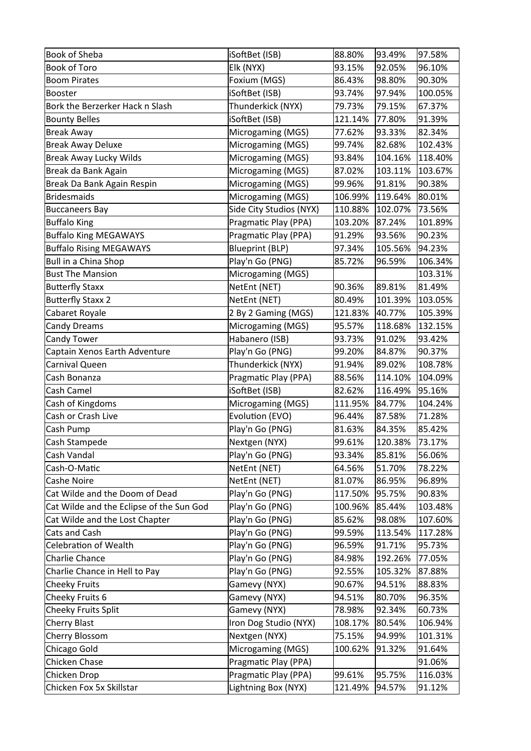| Book of Sheba | iSoftBet (ISB) | 88.80% | 93.49% | 97.58% |
|---|---|---|---|---|
| Book of Toro | Elk (NYX) | 93.15% | 92.05% | 96.10% |
| Boom Pirates | Foxium (MGS) | 86.43% | 98.80% | 90.30% |
| Booster | iSoftBet (ISB) | 93.74% | 97.94% | 100.05% |
| Bork the Berzerker Hack n Slash | Thunderkick (NYX) | 79.73% | 79.15% | 67.37% |
| Bounty Belles | iSoftBet (ISB) | 121.14% | 77.80% | 91.39% |
| Break Away | Microgaming (MGS) | 77.62% | 93.33% | 82.34% |
| Break Away Deluxe | Microgaming (MGS) | 99.74% | 82.68% | 102.43% |
| Break Away Lucky Wilds | Microgaming (MGS) | 93.84% | 104.16% | 118.40% |
| Break da Bank Again | Microgaming (MGS) | 87.02% | 103.11% | 103.67% |
| Break Da Bank Again Respin | Microgaming (MGS) | 99.96% | 91.81% | 90.38% |
| Bridesmaids | Microgaming (MGS) | 106.99% | 119.64% | 80.01% |
| Buccaneers Bay | Side City Studios (NYX) | 110.88% | 102.07% | 73.56% |
| Buffalo King | Pragmatic Play (PPA) | 103.20% | 87.24% | 101.89% |
| Buffalo King MEGAWAYS | Pragmatic Play (PPA) | 91.29% | 93.56% | 90.23% |
| Buffalo Rising MEGAWAYS | Blueprint (BLP) | 97.34% | 105.56% | 94.23% |
| Bull in a China Shop | Play'n Go (PNG) | 85.72% | 96.59% | 106.34% |
| Bust The Mansion | Microgaming (MGS) | | | 103.31% |
| Butterfly Staxx | NetEnt (NET) | 90.36% | 89.81% | 81.49% |
| Butterfly Staxx 2 | NetEnt (NET) | 80.49% | 101.39% | 103.05% |
| Cabaret Royale | 2 By 2 Gaming (MGS) | 121.83% | 40.77% | 105.39% |
| Candy Dreams | Microgaming (MGS) | 95.57% | 118.68% | 132.15% |
| Candy Tower | Habanero (ISB) | 93.73% | 91.02% | 93.42% |
| Captain Xenos Earth Adventure | Play'n Go (PNG) | 99.20% | 84.87% | 90.37% |
| Carnival Queen | Thunderkick (NYX) | 91.94% | 89.02% | 108.78% |
| Cash Bonanza | Pragmatic Play (PPA) | 88.56% | 114.10% | 104.09% |
| Cash Camel | iSoftBet (ISB) | 82.62% | 116.49% | 95.16% |
| Cash of Kingdoms | Microgaming (MGS) | 111.95% | 84.77% | 104.24% |
| Cash or Crash Live | Evolution (EVO) | 96.44% | 87.58% | 71.28% |
| Cash Pump | Play'n Go (PNG) | 81.63% | 84.35% | 85.42% |
| Cash Stampede | Nextgen (NYX) | 99.61% | 120.38% | 73.17% |
| Cash Vandal | Play'n Go (PNG) | 93.34% | 85.81% | 56.06% |
| Cash-O-Matic | NetEnt (NET) | 64.56% | 51.70% | 78.22% |
| Cashe Noire | NetEnt (NET) | 81.07% | 86.95% | 96.89% |
| Cat Wilde and the Doom of Dead | Play'n Go (PNG) | 117.50% | 95.75% | 90.83% |
| Cat Wilde and the Eclipse of the Sun God | Play'n Go (PNG) | 100.96% | 85.44% | 103.48% |
| Cat Wilde and the Lost Chapter | Play'n Go (PNG) | 85.62% | 98.08% | 107.60% |
| Cats and Cash | Play'n Go (PNG) | 99.59% | 113.54% | 117.28% |
| Celebration of Wealth | Play'n Go (PNG) | 96.59% | 91.71% | 95.73% |
| Charlie Chance | Play'n Go (PNG) | 84.98% | 192.26% | 77.05% |
| Charlie Chance in Hell to Pay | Play'n Go (PNG) | 92.55% | 105.32% | 87.88% |
| Cheeky Fruits | Gamevy (NYX) | 90.67% | 94.51% | 88.83% |
| Cheeky Fruits 6 | Gamevy (NYX) | 94.51% | 80.70% | 96.35% |
| Cheeky Fruits Split | Gamevy (NYX) | 78.98% | 92.34% | 60.73% |
| Cherry Blast | Iron Dog Studio (NYX) | 108.17% | 80.54% | 106.94% |
| Cherry Blossom | Nextgen (NYX) | 75.15% | 94.99% | 101.31% |
| Chicago Gold | Microgaming (MGS) | 100.62% | 91.32% | 91.64% |
| Chicken Chase | Pragmatic Play (PPA) | | | 91.06% |
| Chicken Drop | Pragmatic Play (PPA) | 99.61% | 95.75% | 116.03% |
| Chicken Fox 5x Skillstar | Lightning Box (NYX) | 121.49% | 94.57% | 91.12% |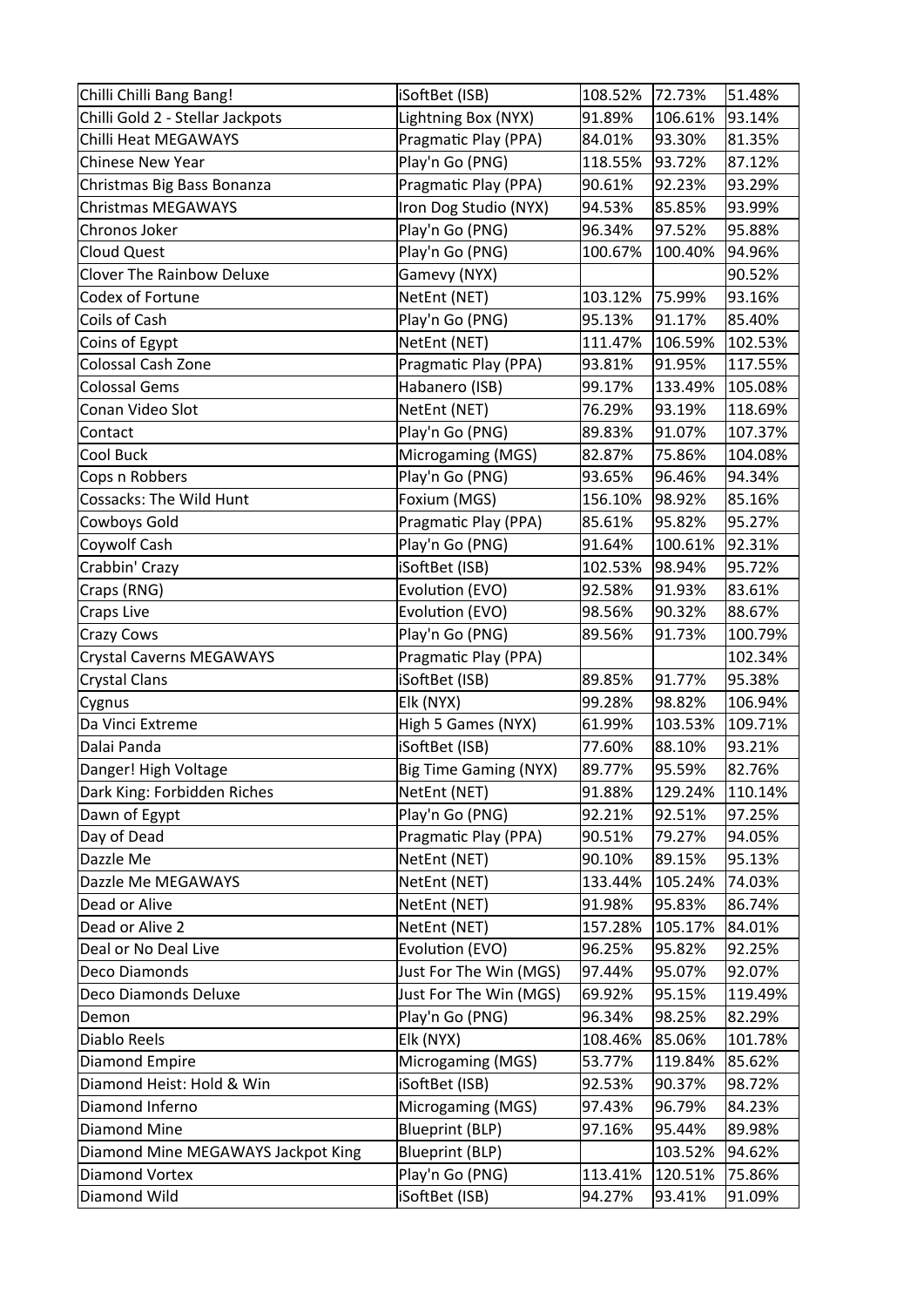| Chilli Chilli Bang Bang! | iSoftBet (ISB) | 108.52% | 72.73% | 51.48% |
|---|---|---|---|---|
| Chilli Gold 2 - Stellar Jackpots | Lightning Box (NYX) | 91.89% | 106.61% | 93.14% |
| Chilli Heat MEGAWAYS | Pragmatic Play (PPA) | 84.01% | 93.30% | 81.35% |
| Chinese New Year | Play'n Go (PNG) | 118.55% | 93.72% | 87.12% |
| Christmas Big Bass Bonanza | Pragmatic Play (PPA) | 90.61% | 92.23% | 93.29% |
| Christmas MEGAWAYS | Iron Dog Studio (NYX) | 94.53% | 85.85% | 93.99% |
| Chronos Joker | Play'n Go (PNG) | 96.34% | 97.52% | 95.88% |
| Cloud Quest | Play'n Go (PNG) | 100.67% | 100.40% | 94.96% |
| Clover The Rainbow Deluxe | Gamevy (NYX) | | | 90.52% |
| Codex of Fortune | NetEnt (NET) | 103.12% | 75.99% | 93.16% |
| Coils of Cash | Play'n Go (PNG) | 95.13% | 91.17% | 85.40% |
| Coins of Egypt | NetEnt (NET) | 111.47% | 106.59% | 102.53% |
| Colossal Cash Zone | Pragmatic Play (PPA) | 93.81% | 91.95% | 117.55% |
| Colossal Gems | Habanero (ISB) | 99.17% | 133.49% | 105.08% |
| Conan Video Slot | NetEnt (NET) | 76.29% | 93.19% | 118.69% |
| Contact | Play'n Go (PNG) | 89.83% | 91.07% | 107.37% |
| Cool Buck | Microgaming (MGS) | 82.87% | 75.86% | 104.08% |
| Cops n Robbers | Play'n Go (PNG) | 93.65% | 96.46% | 94.34% |
| Cossacks: The Wild Hunt | Foxium (MGS) | 156.10% | 98.92% | 85.16% |
| Cowboys Gold | Pragmatic Play (PPA) | 85.61% | 95.82% | 95.27% |
| Coywolf Cash | Play'n Go (PNG) | 91.64% | 100.61% | 92.31% |
| Crabbin' Crazy | iSoftBet (ISB) | 102.53% | 98.94% | 95.72% |
| Craps (RNG) | Evolution (EVO) | 92.58% | 91.93% | 83.61% |
| Craps Live | Evolution (EVO) | 98.56% | 90.32% | 88.67% |
| Crazy Cows | Play'n Go (PNG) | 89.56% | 91.73% | 100.79% |
| Crystal Caverns MEGAWAYS | Pragmatic Play (PPA) | | | 102.34% |
| Crystal Clans | iSoftBet (ISB) | 89.85% | 91.77% | 95.38% |
| Cygnus | Elk (NYX) | 99.28% | 98.82% | 106.94% |
| Da Vinci Extreme | High 5 Games (NYX) | 61.99% | 103.53% | 109.71% |
| Dalai Panda | iSoftBet (ISB) | 77.60% | 88.10% | 93.21% |
| Danger! High Voltage | Big Time Gaming (NYX) | 89.77% | 95.59% | 82.76% |
| Dark King: Forbidden Riches | NetEnt (NET) | 91.88% | 129.24% | 110.14% |
| Dawn of Egypt | Play'n Go (PNG) | 92.21% | 92.51% | 97.25% |
| Day of Dead | Pragmatic Play (PPA) | 90.51% | 79.27% | 94.05% |
| Dazzle Me | NetEnt (NET) | 90.10% | 89.15% | 95.13% |
| Dazzle Me MEGAWAYS | NetEnt (NET) | 133.44% | 105.24% | 74.03% |
| Dead or Alive | NetEnt (NET) | 91.98% | 95.83% | 86.74% |
| Dead or Alive 2 | NetEnt (NET) | 157.28% | 105.17% | 84.01% |
| Deal or No Deal Live | Evolution (EVO) | 96.25% | 95.82% | 92.25% |
| Deco Diamonds | Just For The Win (MGS) | 97.44% | 95.07% | 92.07% |
| Deco Diamonds Deluxe | Just For The Win (MGS) | 69.92% | 95.15% | 119.49% |
| Demon | Play'n Go (PNG) | 96.34% | 98.25% | 82.29% |
| Diablo Reels | Elk (NYX) | 108.46% | 85.06% | 101.78% |
| Diamond Empire | Microgaming (MGS) | 53.77% | 119.84% | 85.62% |
| Diamond Heist: Hold & Win | iSoftBet (ISB) | 92.53% | 90.37% | 98.72% |
| Diamond Inferno | Microgaming (MGS) | 97.43% | 96.79% | 84.23% |
| Diamond Mine | Blueprint (BLP) | 97.16% | 95.44% | 89.98% |
| Diamond Mine MEGAWAYS Jackpot King | Blueprint (BLP) | | 103.52% | 94.62% |
| Diamond Vortex | Play'n Go (PNG) | 113.41% | 120.51% | 75.86% |
| Diamond Wild | iSoftBet (ISB) | 94.27% | 93.41% | 91.09% |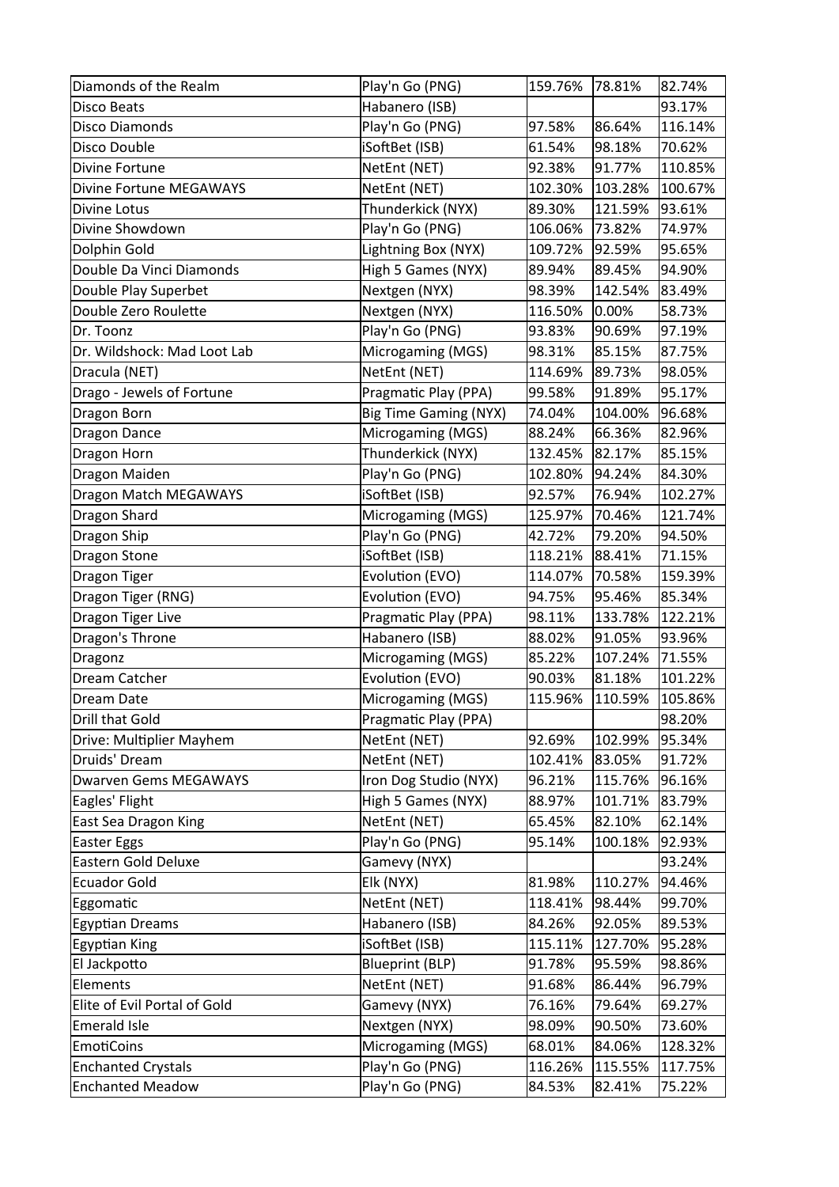| | | | | |
|---|---|---|---|---|
| Diamonds of the Realm | Play'n Go (PNG) | 159.76% | 78.81% | 82.74% |
| Disco Beats | Habanero (ISB) | | | 93.17% |
| Disco Diamonds | Play'n Go (PNG) | 97.58% | 86.64% | 116.14% |
| Disco Double | iSoftBet (ISB) | 61.54% | 98.18% | 70.62% |
| Divine Fortune | NetEnt (NET) | 92.38% | 91.77% | 110.85% |
| Divine Fortune MEGAWAYS | NetEnt (NET) | 102.30% | 103.28% | 100.67% |
| Divine Lotus | Thunderkick (NYX) | 89.30% | 121.59% | 93.61% |
| Divine Showdown | Play'n Go (PNG) | 106.06% | 73.82% | 74.97% |
| Dolphin Gold | Lightning Box (NYX) | 109.72% | 92.59% | 95.65% |
| Double Da Vinci Diamonds | High 5 Games (NYX) | 89.94% | 89.45% | 94.90% |
| Double Play Superbet | Nextgen (NYX) | 98.39% | 142.54% | 83.49% |
| Double Zero Roulette | Nextgen (NYX) | 116.50% | 0.00% | 58.73% |
| Dr. Toonz | Play'n Go (PNG) | 93.83% | 90.69% | 97.19% |
| Dr. Wildshock: Mad Loot Lab | Microgaming (MGS) | 98.31% | 85.15% | 87.75% |
| Dracula (NET) | NetEnt (NET) | 114.69% | 89.73% | 98.05% |
| Drago - Jewels of Fortune | Pragmatic Play (PPA) | 99.58% | 91.89% | 95.17% |
| Dragon Born | Big Time Gaming (NYX) | 74.04% | 104.00% | 96.68% |
| Dragon Dance | Microgaming (MGS) | 88.24% | 66.36% | 82.96% |
| Dragon Horn | Thunderkick (NYX) | 132.45% | 82.17% | 85.15% |
| Dragon Maiden | Play'n Go (PNG) | 102.80% | 94.24% | 84.30% |
| Dragon Match MEGAWAYS | iSoftBet (ISB) | 92.57% | 76.94% | 102.27% |
| Dragon Shard | Microgaming (MGS) | 125.97% | 70.46% | 121.74% |
| Dragon Ship | Play'n Go (PNG) | 42.72% | 79.20% | 94.50% |
| Dragon Stone | iSoftBet (ISB) | 118.21% | 88.41% | 71.15% |
| Dragon Tiger | Evolution (EVO) | 114.07% | 70.58% | 159.39% |
| Dragon Tiger (RNG) | Evolution (EVO) | 94.75% | 95.46% | 85.34% |
| Dragon Tiger Live | Pragmatic Play (PPA) | 98.11% | 133.78% | 122.21% |
| Dragon's Throne | Habanero (ISB) | 88.02% | 91.05% | 93.96% |
| Dragonz | Microgaming (MGS) | 85.22% | 107.24% | 71.55% |
| Dream Catcher | Evolution (EVO) | 90.03% | 81.18% | 101.22% |
| Dream Date | Microgaming (MGS) | 115.96% | 110.59% | 105.86% |
| Drill that Gold | Pragmatic Play (PPA) | | | 98.20% |
| Drive: Multiplier Mayhem | NetEnt (NET) | 92.69% | 102.99% | 95.34% |
| Druids' Dream | NetEnt (NET) | 102.41% | 83.05% | 91.72% |
| Dwarven Gems MEGAWAYS | Iron Dog Studio (NYX) | 96.21% | 115.76% | 96.16% |
| Eagles' Flight | High 5 Games (NYX) | 88.97% | 101.71% | 83.79% |
| East Sea Dragon King | NetEnt (NET) | 65.45% | 82.10% | 62.14% |
| Easter Eggs | Play'n Go (PNG) | 95.14% | 100.18% | 92.93% |
| Eastern Gold Deluxe | Gamevy (NYX) | | | 93.24% |
| Ecuador Gold | Elk (NYX) | 81.98% | 110.27% | 94.46% |
| Eggomatic | NetEnt (NET) | 118.41% | 98.44% | 99.70% |
| Egyptian Dreams | Habanero (ISB) | 84.26% | 92.05% | 89.53% |
| Egyptian King | iSoftBet (ISB) | 115.11% | 127.70% | 95.28% |
| El Jackpotto | Blueprint (BLP) | 91.78% | 95.59% | 98.86% |
| Elements | NetEnt (NET) | 91.68% | 86.44% | 96.79% |
| Elite of Evil Portal of Gold | Gamevy (NYX) | 76.16% | 79.64% | 69.27% |
| Emerald Isle | Nextgen (NYX) | 98.09% | 90.50% | 73.60% |
| EmotiCoins | Microgaming (MGS) | 68.01% | 84.06% | 128.32% |
| Enchanted Crystals | Play'n Go (PNG) | 116.26% | 115.55% | 117.75% |
| Enchanted Meadow | Play'n Go (PNG) | 84.53% | 82.41% | 75.22% |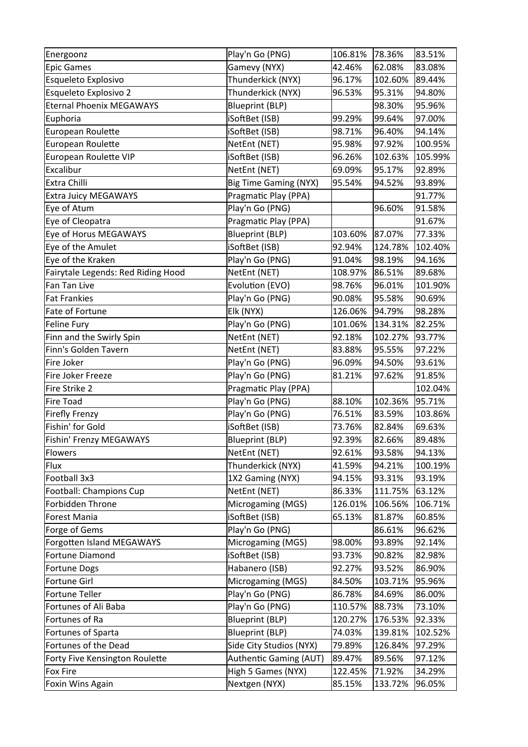| Energoonz | Play'n Go (PNG) | 106.81% | 78.36% | 83.51% |
|---|---|---|---|---|
| Epic Games | Gamevy (NYX) | 42.46% | 62.08% | 83.08% |
| Esqueleto Explosivo | Thunderkick (NYX) | 96.17% | 102.60% | 89.44% |
| Esqueleto Explosivo 2 | Thunderkick (NYX) | 96.53% | 95.31% | 94.80% |
| Eternal Phoenix MEGAWAYS | Blueprint (BLP) | | 98.30% | 95.96% |
| Euphoria | iSoftBet (ISB) | 99.29% | 99.64% | 97.00% |
| European Roulette | iSoftBet (ISB) | 98.71% | 96.40% | 94.14% |
| European Roulette | NetEnt (NET) | 95.98% | 97.92% | 100.95% |
| European Roulette VIP | iSoftBet (ISB) | 96.26% | 102.63% | 105.99% |
| Excalibur | NetEnt (NET) | 69.09% | 95.17% | 92.89% |
| Extra Chilli | Big Time Gaming (NYX) | 95.54% | 94.52% | 93.89% |
| Extra Juicy MEGAWAYS | Pragmatic Play (PPA) | | | 91.77% |
| Eye of Atum | Play'n Go (PNG) | | 96.60% | 91.58% |
| Eye of Cleopatra | Pragmatic Play (PPA) | | | 91.67% |
| Eye of Horus MEGAWAYS | Blueprint (BLP) | 103.60% | 87.07% | 77.33% |
| Eye of the Amulet | iSoftBet (ISB) | 92.94% | 124.78% | 102.40% |
| Eye of the Kraken | Play'n Go (PNG) | 91.04% | 98.19% | 94.16% |
| Fairytale Legends: Red Riding Hood | NetEnt (NET) | 108.97% | 86.51% | 89.68% |
| Fan Tan Live | Evolution (EVO) | 98.76% | 96.01% | 101.90% |
| Fat Frankies | Play'n Go (PNG) | 90.08% | 95.58% | 90.69% |
| Fate of Fortune | Elk (NYX) | 126.06% | 94.79% | 98.28% |
| Feline Fury | Play'n Go (PNG) | 101.06% | 134.31% | 82.25% |
| Finn and the Swirly Spin | NetEnt (NET) | 92.18% | 102.27% | 93.77% |
| Finn's Golden Tavern | NetEnt (NET) | 83.88% | 95.55% | 97.22% |
| Fire Joker | Play'n Go (PNG) | 96.09% | 94.50% | 93.61% |
| Fire Joker Freeze | Play'n Go (PNG) | 81.21% | 97.62% | 91.85% |
| Fire Strike 2 | Pragmatic Play (PPA) | | | 102.04% |
| Fire Toad | Play'n Go (PNG) | 88.10% | 102.36% | 95.71% |
| Firefly Frenzy | Play'n Go (PNG) | 76.51% | 83.59% | 103.86% |
| Fishin' for Gold | iSoftBet (ISB) | 73.76% | 82.84% | 69.63% |
| Fishin' Frenzy MEGAWAYS | Blueprint (BLP) | 92.39% | 82.66% | 89.48% |
| Flowers | NetEnt (NET) | 92.61% | 93.58% | 94.13% |
| Flux | Thunderkick (NYX) | 41.59% | 94.21% | 100.19% |
| Football 3x3 | 1X2 Gaming (NYX) | 94.15% | 93.31% | 93.19% |
| Football: Champions Cup | NetEnt (NET) | 86.33% | 111.75% | 63.12% |
| Forbidden Throne | Microgaming (MGS) | 126.01% | 106.56% | 106.71% |
| Forest Mania | iSoftBet (ISB) | 65.13% | 81.87% | 60.85% |
| Forge of Gems | Play'n Go (PNG) | | 86.61% | 96.62% |
| Forgotten Island MEGAWAYS | Microgaming (MGS) | 98.00% | 93.89% | 92.14% |
| Fortune Diamond | iSoftBet (ISB) | 93.73% | 90.82% | 82.98% |
| Fortune Dogs | Habanero (ISB) | 92.27% | 93.52% | 86.90% |
| Fortune Girl | Microgaming (MGS) | 84.50% | 103.71% | 95.96% |
| Fortune Teller | Play'n Go (PNG) | 86.78% | 84.69% | 86.00% |
| Fortunes of Ali Baba | Play'n Go (PNG) | 110.57% | 88.73% | 73.10% |
| Fortunes of Ra | Blueprint (BLP) | 120.27% | 176.53% | 92.33% |
| Fortunes of Sparta | Blueprint (BLP) | 74.03% | 139.81% | 102.52% |
| Fortunes of the Dead | Side City Studios (NYX) | 79.89% | 126.84% | 97.29% |
| Forty Five Kensington Roulette | Authentic Gaming (AUT) | 89.47% | 89.56% | 97.12% |
| Fox Fire | High 5 Games (NYX) | 122.45% | 71.92% | 34.29% |
| Foxin Wins Again | Nextgen (NYX) | 85.15% | 133.72% | 96.05% |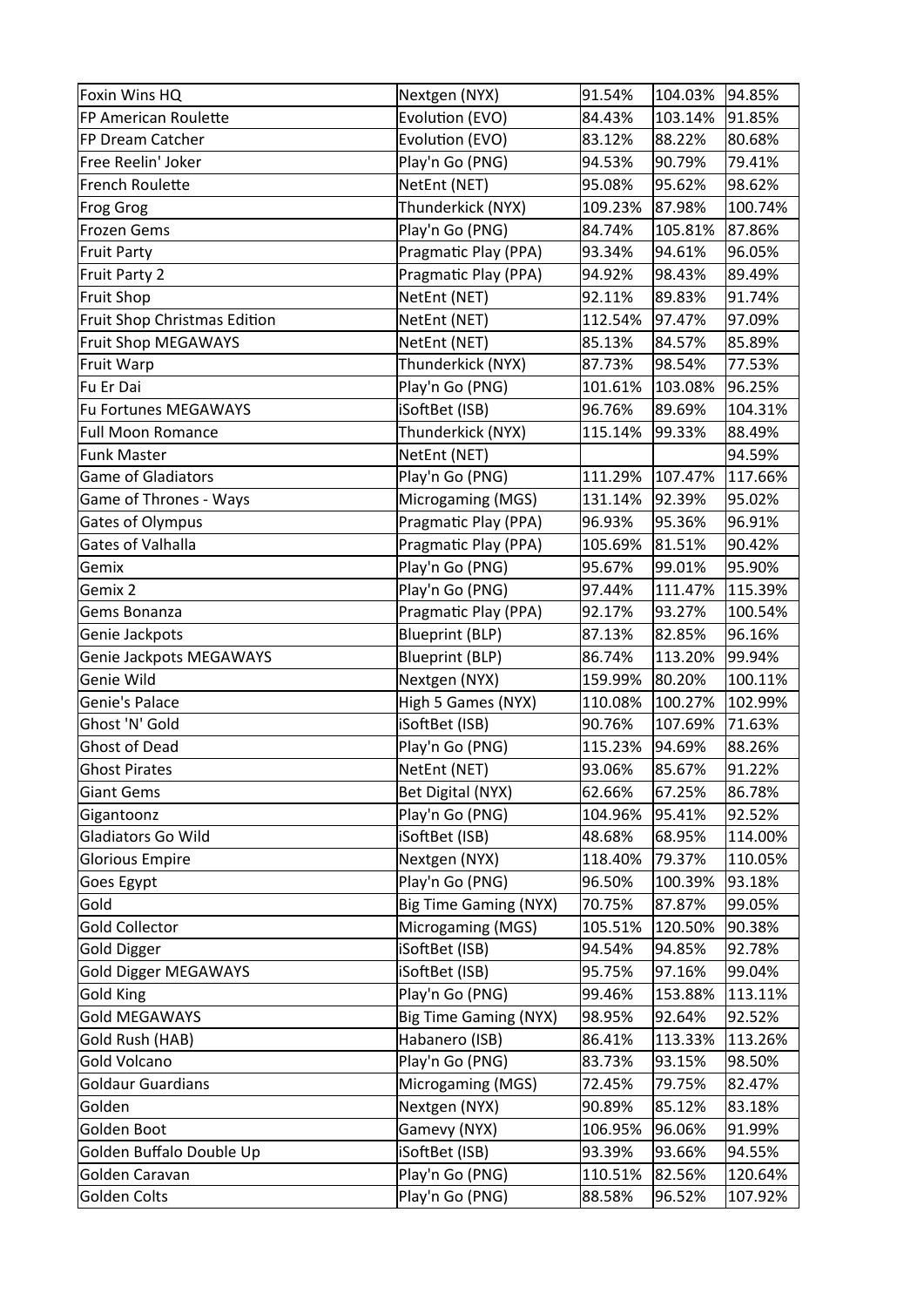| Foxin Wins HQ | Nextgen (NYX) | 91.54% | 104.03% | 94.85% |
|---|---|---|---|---|
| FP American Roulette | Evolution (EVO) | 84.43% | 103.14% | 91.85% |
| FP Dream Catcher | Evolution (EVO) | 83.12% | 88.22% | 80.68% |
| Free Reelin' Joker | Play'n Go (PNG) | 94.53% | 90.79% | 79.41% |
| French Roulette | NetEnt (NET) | 95.08% | 95.62% | 98.62% |
| Frog Grog | Thunderkick (NYX) | 109.23% | 87.98% | 100.74% |
| Frozen Gems | Play'n Go (PNG) | 84.74% | 105.81% | 87.86% |
| Fruit Party | Pragmatic Play (PPA) | 93.34% | 94.61% | 96.05% |
| Fruit Party 2 | Pragmatic Play (PPA) | 94.92% | 98.43% | 89.49% |
| Fruit Shop | NetEnt (NET) | 92.11% | 89.83% | 91.74% |
| Fruit Shop Christmas Edition | NetEnt (NET) | 112.54% | 97.47% | 97.09% |
| Fruit Shop MEGAWAYS | NetEnt (NET) | 85.13% | 84.57% | 85.89% |
| Fruit Warp | Thunderkick (NYX) | 87.73% | 98.54% | 77.53% |
| Fu Er Dai | Play'n Go (PNG) | 101.61% | 103.08% | 96.25% |
| Fu Fortunes MEGAWAYS | iSoftBet (ISB) | 96.76% | 89.69% | 104.31% |
| Full Moon Romance | Thunderkick (NYX) | 115.14% | 99.33% | 88.49% |
| Funk Master | NetEnt (NET) | | | 94.59% |
| Game of Gladiators | Play'n Go (PNG) | 111.29% | 107.47% | 117.66% |
| Game of Thrones - Ways | Microgaming (MGS) | 131.14% | 92.39% | 95.02% |
| Gates of Olympus | Pragmatic Play (PPA) | 96.93% | 95.36% | 96.91% |
| Gates of Valhalla | Pragmatic Play (PPA) | 105.69% | 81.51% | 90.42% |
| Gemix | Play'n Go (PNG) | 95.67% | 99.01% | 95.90% |
| Gemix 2 | Play'n Go (PNG) | 97.44% | 111.47% | 115.39% |
| Gems Bonanza | Pragmatic Play (PPA) | 92.17% | 93.27% | 100.54% |
| Genie Jackpots | Blueprint (BLP) | 87.13% | 82.85% | 96.16% |
| Genie Jackpots MEGAWAYS | Blueprint (BLP) | 86.74% | 113.20% | 99.94% |
| Genie Wild | Nextgen (NYX) | 159.99% | 80.20% | 100.11% |
| Genie's Palace | High 5 Games (NYX) | 110.08% | 100.27% | 102.99% |
| Ghost 'N' Gold | iSoftBet (ISB) | 90.76% | 107.69% | 71.63% |
| Ghost of Dead | Play'n Go (PNG) | 115.23% | 94.69% | 88.26% |
| Ghost Pirates | NetEnt (NET) | 93.06% | 85.67% | 91.22% |
| Giant Gems | Bet Digital (NYX) | 62.66% | 67.25% | 86.78% |
| Gigantoonz | Play'n Go (PNG) | 104.96% | 95.41% | 92.52% |
| Gladiators Go Wild | iSoftBet (ISB) | 48.68% | 68.95% | 114.00% |
| Glorious Empire | Nextgen (NYX) | 118.40% | 79.37% | 110.05% |
| Goes Egypt | Play'n Go (PNG) | 96.50% | 100.39% | 93.18% |
| Gold | Big Time Gaming (NYX) | 70.75% | 87.87% | 99.05% |
| Gold Collector | Microgaming (MGS) | 105.51% | 120.50% | 90.38% |
| Gold Digger | iSoftBet (ISB) | 94.54% | 94.85% | 92.78% |
| Gold Digger MEGAWAYS | iSoftBet (ISB) | 95.75% | 97.16% | 99.04% |
| Gold King | Play'n Go (PNG) | 99.46% | 153.88% | 113.11% |
| Gold MEGAWAYS | Big Time Gaming (NYX) | 98.95% | 92.64% | 92.52% |
| Gold Rush (HAB) | Habanero (ISB) | 86.41% | 113.33% | 113.26% |
| Gold Volcano | Play'n Go (PNG) | 83.73% | 93.15% | 98.50% |
| Goldaur Guardians | Microgaming (MGS) | 72.45% | 79.75% | 82.47% |
| Golden | Nextgen (NYX) | 90.89% | 85.12% | 83.18% |
| Golden Boot | Gamevy (NYX) | 106.95% | 96.06% | 91.99% |
| Golden Buffalo Double Up | iSoftBet (ISB) | 93.39% | 93.66% | 94.55% |
| Golden Caravan | Play'n Go (PNG) | 110.51% | 82.56% | 120.64% |
| Golden Colts | Play'n Go (PNG) | 88.58% | 96.52% | 107.92% |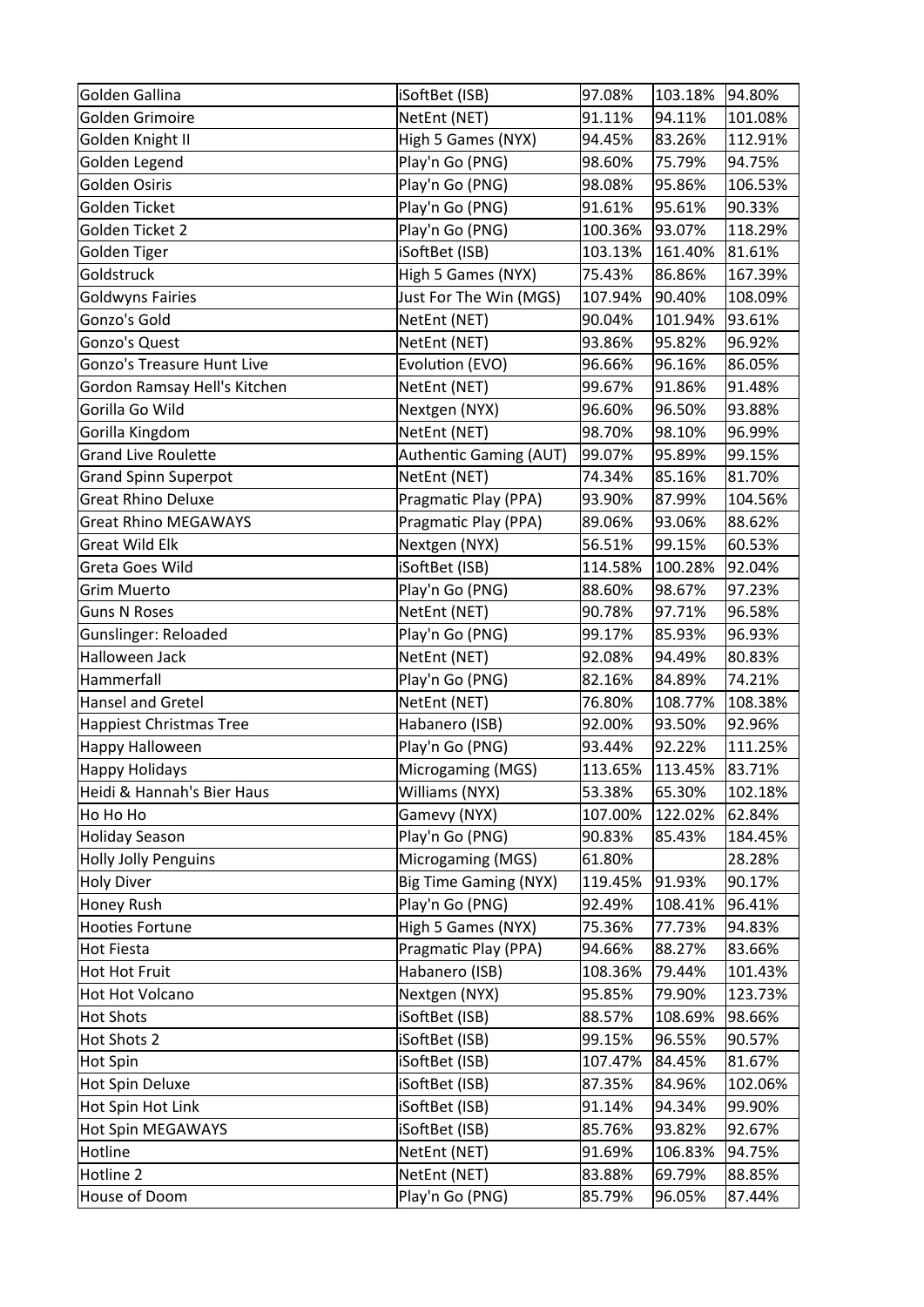| Golden Gallina | iSoftBet (ISB) | 97.08% | 103.18% | 94.80% |
|---|---|---|---|---|
| Golden Grimoire | NetEnt (NET) | 91.11% | 94.11% | 101.08% |
| Golden Knight II | High 5 Games (NYX) | 94.45% | 83.26% | 112.91% |
| Golden Legend | Play'n Go (PNG) | 98.60% | 75.79% | 94.75% |
| Golden Osiris | Play'n Go (PNG) | 98.08% | 95.86% | 106.53% |
| Golden Ticket | Play'n Go (PNG) | 91.61% | 95.61% | 90.33% |
| Golden Ticket 2 | Play'n Go (PNG) | 100.36% | 93.07% | 118.29% |
| Golden Tiger | iSoftBet (ISB) | 103.13% | 161.40% | 81.61% |
| Goldstruck | High 5 Games (NYX) | 75.43% | 86.86% | 167.39% |
| Goldwyns Fairies | Just For The Win (MGS) | 107.94% | 90.40% | 108.09% |
| Gonzo's Gold | NetEnt (NET) | 90.04% | 101.94% | 93.61% |
| Gonzo's Quest | NetEnt (NET) | 93.86% | 95.82% | 96.92% |
| Gonzo's Treasure Hunt Live | Evolution (EVO) | 96.66% | 96.16% | 86.05% |
| Gordon Ramsay Hell's Kitchen | NetEnt (NET) | 99.67% | 91.86% | 91.48% |
| Gorilla Go Wild | Nextgen (NYX) | 96.60% | 96.50% | 93.88% |
| Gorilla Kingdom | NetEnt (NET) | 98.70% | 98.10% | 96.99% |
| Grand Live Roulette | Authentic Gaming (AUT) | 99.07% | 95.89% | 99.15% |
| Grand Spinn Superpot | NetEnt (NET) | 74.34% | 85.16% | 81.70% |
| Great Rhino Deluxe | Pragmatic Play (PPA) | 93.90% | 87.99% | 104.56% |
| Great Rhino MEGAWAYS | Pragmatic Play (PPA) | 89.06% | 93.06% | 88.62% |
| Great Wild Elk | Nextgen (NYX) | 56.51% | 99.15% | 60.53% |
| Greta Goes Wild | iSoftBet (ISB) | 114.58% | 100.28% | 92.04% |
| Grim Muerto | Play'n Go (PNG) | 88.60% | 98.67% | 97.23% |
| Guns N Roses | NetEnt (NET) | 90.78% | 97.71% | 96.58% |
| Gunslinger: Reloaded | Play'n Go (PNG) | 99.17% | 85.93% | 96.93% |
| Halloween Jack | NetEnt (NET) | 92.08% | 94.49% | 80.83% |
| Hammerfall | Play'n Go (PNG) | 82.16% | 84.89% | 74.21% |
| Hansel and Gretel | NetEnt (NET) | 76.80% | 108.77% | 108.38% |
| Happiest Christmas Tree | Habanero (ISB) | 92.00% | 93.50% | 92.96% |
| Happy Halloween | Play'n Go (PNG) | 93.44% | 92.22% | 111.25% |
| Happy Holidays | Microgaming (MGS) | 113.65% | 113.45% | 83.71% |
| Heidi & Hannah's Bier Haus | Williams (NYX) | 53.38% | 65.30% | 102.18% |
| Ho Ho Ho | Gamevy (NYX) | 107.00% | 122.02% | 62.84% |
| Holiday Season | Play'n Go (PNG) | 90.83% | 85.43% | 184.45% |
| Holly Jolly Penguins | Microgaming (MGS) | 61.80% | | 28.28% |
| Holy Diver | Big Time Gaming (NYX) | 119.45% | 91.93% | 90.17% |
| Honey Rush | Play'n Go (PNG) | 92.49% | 108.41% | 96.41% |
| Hooties Fortune | High 5 Games (NYX) | 75.36% | 77.73% | 94.83% |
| Hot Fiesta | Pragmatic Play (PPA) | 94.66% | 88.27% | 83.66% |
| Hot Hot Fruit | Habanero (ISB) | 108.36% | 79.44% | 101.43% |
| Hot Hot Volcano | Nextgen (NYX) | 95.85% | 79.90% | 123.73% |
| Hot Shots | iSoftBet (ISB) | 88.57% | 108.69% | 98.66% |
| Hot Shots 2 | iSoftBet (ISB) | 99.15% | 96.55% | 90.57% |
| Hot Spin | iSoftBet (ISB) | 107.47% | 84.45% | 81.67% |
| Hot Spin Deluxe | iSoftBet (ISB) | 87.35% | 84.96% | 102.06% |
| Hot Spin Hot Link | iSoftBet (ISB) | 91.14% | 94.34% | 99.90% |
| Hot Spin MEGAWAYS | iSoftBet (ISB) | 85.76% | 93.82% | 92.67% |
| Hotline | NetEnt (NET) | 91.69% | 106.83% | 94.75% |
| Hotline 2 | NetEnt (NET) | 83.88% | 69.79% | 88.85% |
| House of Doom | Play'n Go (PNG) | 85.79% | 96.05% | 87.44% |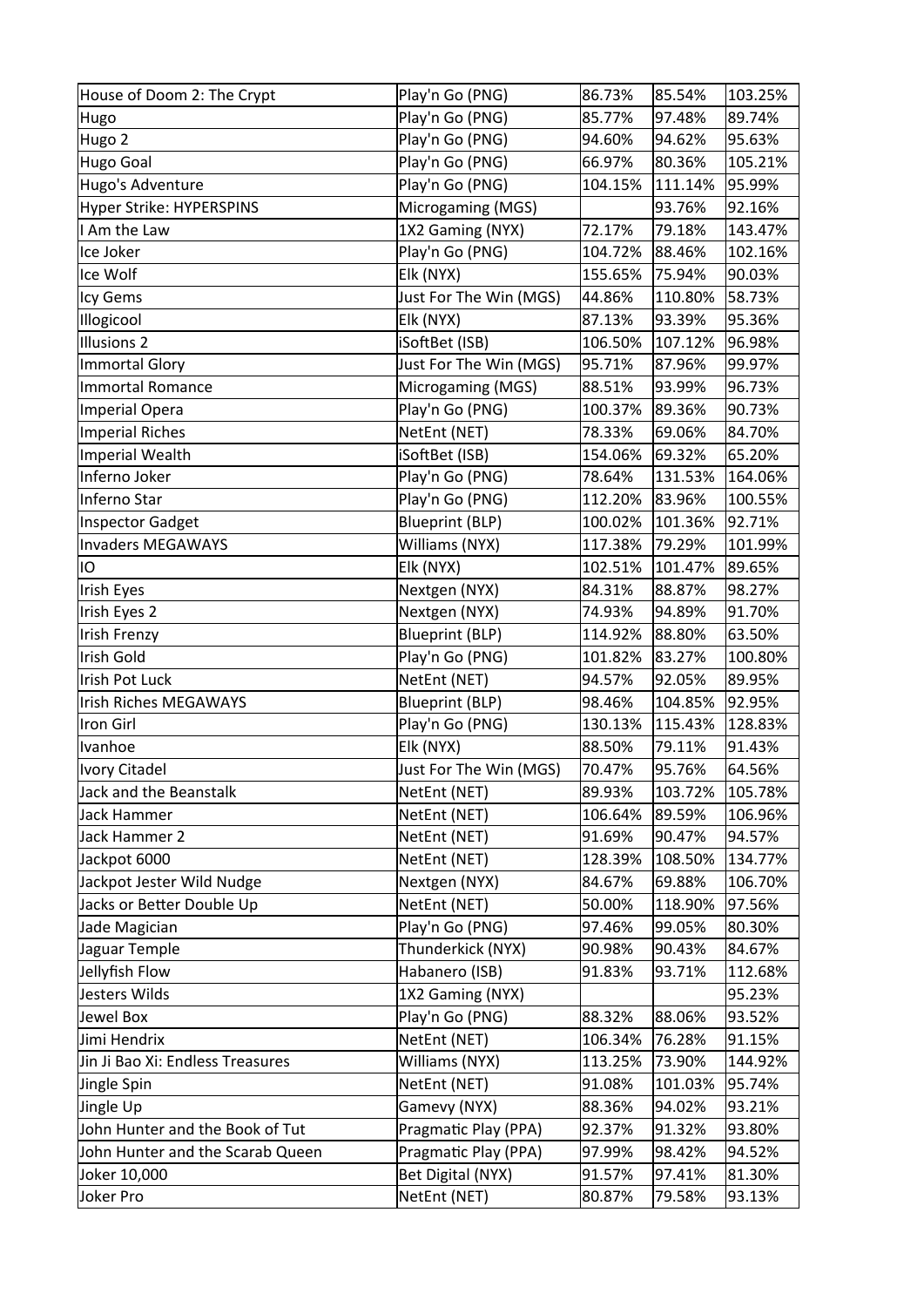| | | | | |
|---|---|---|---|---|
| House of Doom 2: The Crypt | Play'n Go (PNG) | 86.73% | 85.54% | 103.25% |
| Hugo | Play'n Go (PNG) | 85.77% | 97.48% | 89.74% |
| Hugo 2 | Play'n Go (PNG) | 94.60% | 94.62% | 95.63% |
| Hugo Goal | Play'n Go (PNG) | 66.97% | 80.36% | 105.21% |
| Hugo's Adventure | Play'n Go (PNG) | 104.15% | 111.14% | 95.99% |
| Hyper Strike: HYPERSPINS | Microgaming (MGS) | | 93.76% | 92.16% |
| I Am the Law | 1X2 Gaming (NYX) | 72.17% | 79.18% | 143.47% |
| Ice Joker | Play'n Go (PNG) | 104.72% | 88.46% | 102.16% |
| Ice Wolf | Elk (NYX) | 155.65% | 75.94% | 90.03% |
| Icy Gems | Just For The Win (MGS) | 44.86% | 110.80% | 58.73% |
| Illogicool | Elk (NYX) | 87.13% | 93.39% | 95.36% |
| Illusions 2 | iSoftBet (ISB) | 106.50% | 107.12% | 96.98% |
| Immortal Glory | Just For The Win (MGS) | 95.71% | 87.96% | 99.97% |
| Immortal Romance | Microgaming (MGS) | 88.51% | 93.99% | 96.73% |
| Imperial Opera | Play'n Go (PNG) | 100.37% | 89.36% | 90.73% |
| Imperial Riches | NetEnt (NET) | 78.33% | 69.06% | 84.70% |
| Imperial Wealth | iSoftBet (ISB) | 154.06% | 69.32% | 65.20% |
| Inferno Joker | Play'n Go (PNG) | 78.64% | 131.53% | 164.06% |
| Inferno Star | Play'n Go (PNG) | 112.20% | 83.96% | 100.55% |
| Inspector Gadget | Blueprint (BLP) | 100.02% | 101.36% | 92.71% |
| Invaders MEGAWAYS | Williams (NYX) | 117.38% | 79.29% | 101.99% |
| IO | Elk (NYX) | 102.51% | 101.47% | 89.65% |
| Irish Eyes | Nextgen (NYX) | 84.31% | 88.87% | 98.27% |
| Irish Eyes 2 | Nextgen (NYX) | 74.93% | 94.89% | 91.70% |
| Irish Frenzy | Blueprint (BLP) | 114.92% | 88.80% | 63.50% |
| Irish Gold | Play'n Go (PNG) | 101.82% | 83.27% | 100.80% |
| Irish Pot Luck | NetEnt (NET) | 94.57% | 92.05% | 89.95% |
| Irish Riches MEGAWAYS | Blueprint (BLP) | 98.46% | 104.85% | 92.95% |
| Iron Girl | Play'n Go (PNG) | 130.13% | 115.43% | 128.83% |
| Ivanhoe | Elk (NYX) | 88.50% | 79.11% | 91.43% |
| Ivory Citadel | Just For The Win (MGS) | 70.47% | 95.76% | 64.56% |
| Jack and the Beanstalk | NetEnt (NET) | 89.93% | 103.72% | 105.78% |
| Jack Hammer | NetEnt (NET) | 106.64% | 89.59% | 106.96% |
| Jack Hammer 2 | NetEnt (NET) | 91.69% | 90.47% | 94.57% |
| Jackpot 6000 | NetEnt (NET) | 128.39% | 108.50% | 134.77% |
| Jackpot Jester Wild Nudge | Nextgen (NYX) | 84.67% | 69.88% | 106.70% |
| Jacks or Better Double Up | NetEnt (NET) | 50.00% | 118.90% | 97.56% |
| Jade Magician | Play'n Go (PNG) | 97.46% | 99.05% | 80.30% |
| Jaguar Temple | Thunderkick (NYX) | 90.98% | 90.43% | 84.67% |
| Jellyfish Flow | Habanero (ISB) | 91.83% | 93.71% | 112.68% |
| Jesters Wilds | 1X2 Gaming (NYX) | | | 95.23% |
| Jewel Box | Play'n Go (PNG) | 88.32% | 88.06% | 93.52% |
| Jimi Hendrix | NetEnt (NET) | 106.34% | 76.28% | 91.15% |
| Jin Ji Bao Xi: Endless Treasures | Williams (NYX) | 113.25% | 73.90% | 144.92% |
| Jingle Spin | NetEnt (NET) | 91.08% | 101.03% | 95.74% |
| Jingle Up | Gamevy (NYX) | 88.36% | 94.02% | 93.21% |
| John Hunter and the Book of Tut | Pragmatic Play (PPA) | 92.37% | 91.32% | 93.80% |
| John Hunter and the Scarab Queen | Pragmatic Play (PPA) | 97.99% | 98.42% | 94.52% |
| Joker 10,000 | Bet Digital (NYX) | 91.57% | 97.41% | 81.30% |
| Joker Pro | NetEnt (NET) | 80.87% | 79.58% | 93.13% |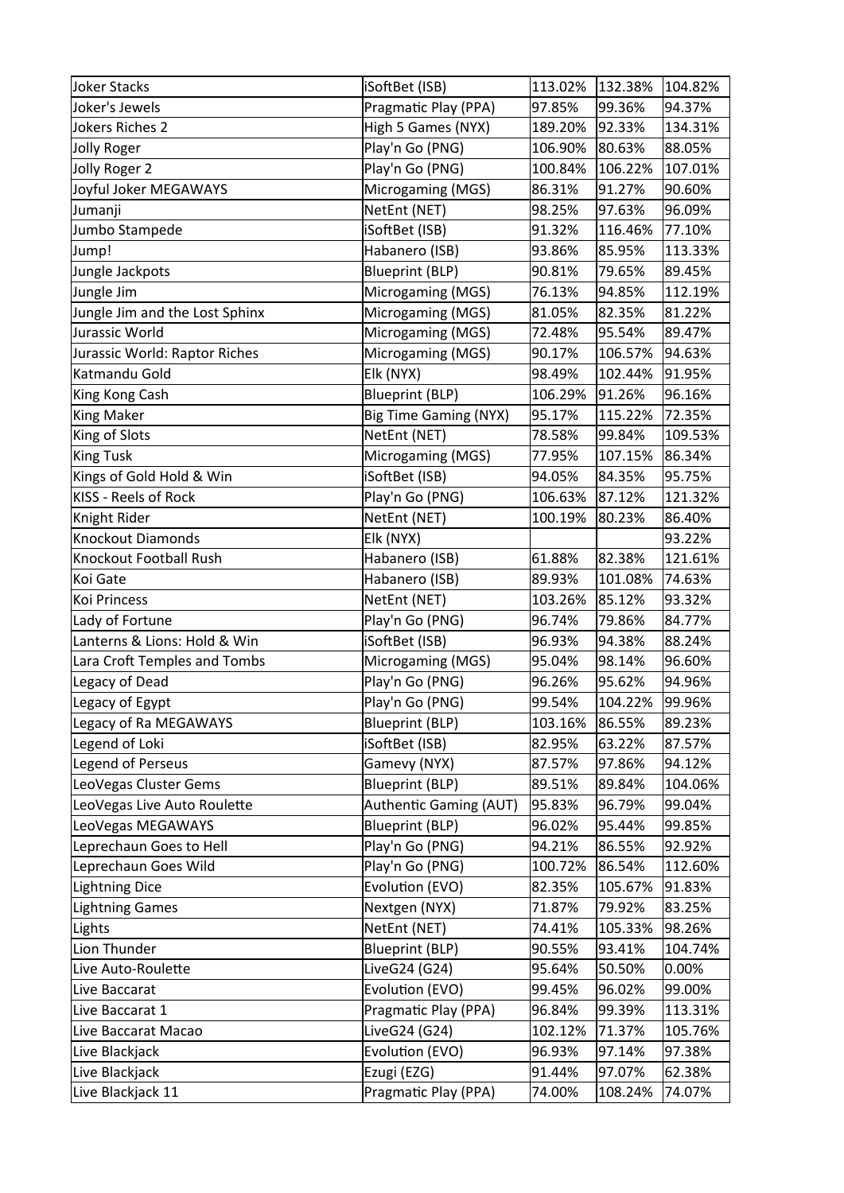| | | | | |
|---|---|---|---|---|
| Joker Stacks | iSoftBet (ISB) | 113.02% | 132.38% | 104.82% |
| Joker's Jewels | Pragmatic Play (PPA) | 97.85% | 99.36% | 94.37% |
| Jokers Riches 2 | High 5 Games (NYX) | 189.20% | 92.33% | 134.31% |
| Jolly Roger | Play'n Go (PNG) | 106.90% | 80.63% | 88.05% |
| Jolly Roger 2 | Play'n Go (PNG) | 100.84% | 106.22% | 107.01% |
| Joyful Joker MEGAWAYS | Microgaming (MGS) | 86.31% | 91.27% | 90.60% |
| Jumanji | NetEnt (NET) | 98.25% | 97.63% | 96.09% |
| Jumbo Stampede | iSoftBet (ISB) | 91.32% | 116.46% | 77.10% |
| Jump! | Habanero (ISB) | 93.86% | 85.95% | 113.33% |
| Jungle Jackpots | Blueprint (BLP) | 90.81% | 79.65% | 89.45% |
| Jungle Jim | Microgaming (MGS) | 76.13% | 94.85% | 112.19% |
| Jungle Jim and the Lost Sphinx | Microgaming (MGS) | 81.05% | 82.35% | 81.22% |
| Jurassic World | Microgaming (MGS) | 72.48% | 95.54% | 89.47% |
| Jurassic World: Raptor Riches | Microgaming (MGS) | 90.17% | 106.57% | 94.63% |
| Katmandu Gold | Elk (NYX) | 98.49% | 102.44% | 91.95% |
| King Kong Cash | Blueprint (BLP) | 106.29% | 91.26% | 96.16% |
| King Maker | Big Time Gaming (NYX) | 95.17% | 115.22% | 72.35% |
| King of Slots | NetEnt (NET) | 78.58% | 99.84% | 109.53% |
| King Tusk | Microgaming (MGS) | 77.95% | 107.15% | 86.34% |
| Kings of Gold Hold & Win | iSoftBet (ISB) | 94.05% | 84.35% | 95.75% |
| KISS - Reels of Rock | Play'n Go (PNG) | 106.63% | 87.12% | 121.32% |
| Knight Rider | NetEnt (NET) | 100.19% | 80.23% | 86.40% |
| Knockout Diamonds | Elk (NYX) | | | 93.22% |
| Knockout Football Rush | Habanero (ISB) | 61.88% | 82.38% | 121.61% |
| Koi Gate | Habanero (ISB) | 89.93% | 101.08% | 74.63% |
| Koi Princess | NetEnt (NET) | 103.26% | 85.12% | 93.32% |
| Lady of Fortune | Play'n Go (PNG) | 96.74% | 79.86% | 84.77% |
| Lanterns & Lions: Hold & Win | iSoftBet (ISB) | 96.93% | 94.38% | 88.24% |
| Lara Croft Temples and Tombs | Microgaming (MGS) | 95.04% | 98.14% | 96.60% |
| Legacy of Dead | Play'n Go (PNG) | 96.26% | 95.62% | 94.96% |
| Legacy of Egypt | Play'n Go (PNG) | 99.54% | 104.22% | 99.96% |
| Legacy of Ra MEGAWAYS | Blueprint (BLP) | 103.16% | 86.55% | 89.23% |
| Legend of Loki | iSoftBet (ISB) | 82.95% | 63.22% | 87.57% |
| Legend of Perseus | Gamevy (NYX) | 87.57% | 97.86% | 94.12% |
| LeoVegas Cluster Gems | Blueprint (BLP) | 89.51% | 89.84% | 104.06% |
| LeoVegas Live Auto Roulette | Authentic Gaming (AUT) | 95.83% | 96.79% | 99.04% |
| LeoVegas MEGAWAYS | Blueprint (BLP) | 96.02% | 95.44% | 99.85% |
| Leprechaun Goes to Hell | Play'n Go (PNG) | 94.21% | 86.55% | 92.92% |
| Leprechaun Goes Wild | Play'n Go (PNG) | 100.72% | 86.54% | 112.60% |
| Lightning Dice | Evolution (EVO) | 82.35% | 105.67% | 91.83% |
| Lightning Games | Nextgen (NYX) | 71.87% | 79.92% | 83.25% |
| Lights | NetEnt (NET) | 74.41% | 105.33% | 98.26% |
| Lion Thunder | Blueprint (BLP) | 90.55% | 93.41% | 104.74% |
| Live Auto-Roulette | LiveG24 (G24) | 95.64% | 50.50% | 0.00% |
| Live Baccarat | Evolution (EVO) | 99.45% | 96.02% | 99.00% |
| Live Baccarat 1 | Pragmatic Play (PPA) | 96.84% | 99.39% | 113.31% |
| Live Baccarat Macao | LiveG24 (G24) | 102.12% | 71.37% | 105.76% |
| Live Blackjack | Evolution (EVO) | 96.93% | 97.14% | 97.38% |
| Live Blackjack | Ezugi (EZG) | 91.44% | 97.07% | 62.38% |
| Live Blackjack 11 | Pragmatic Play (PPA) | 74.00% | 108.24% | 74.07% |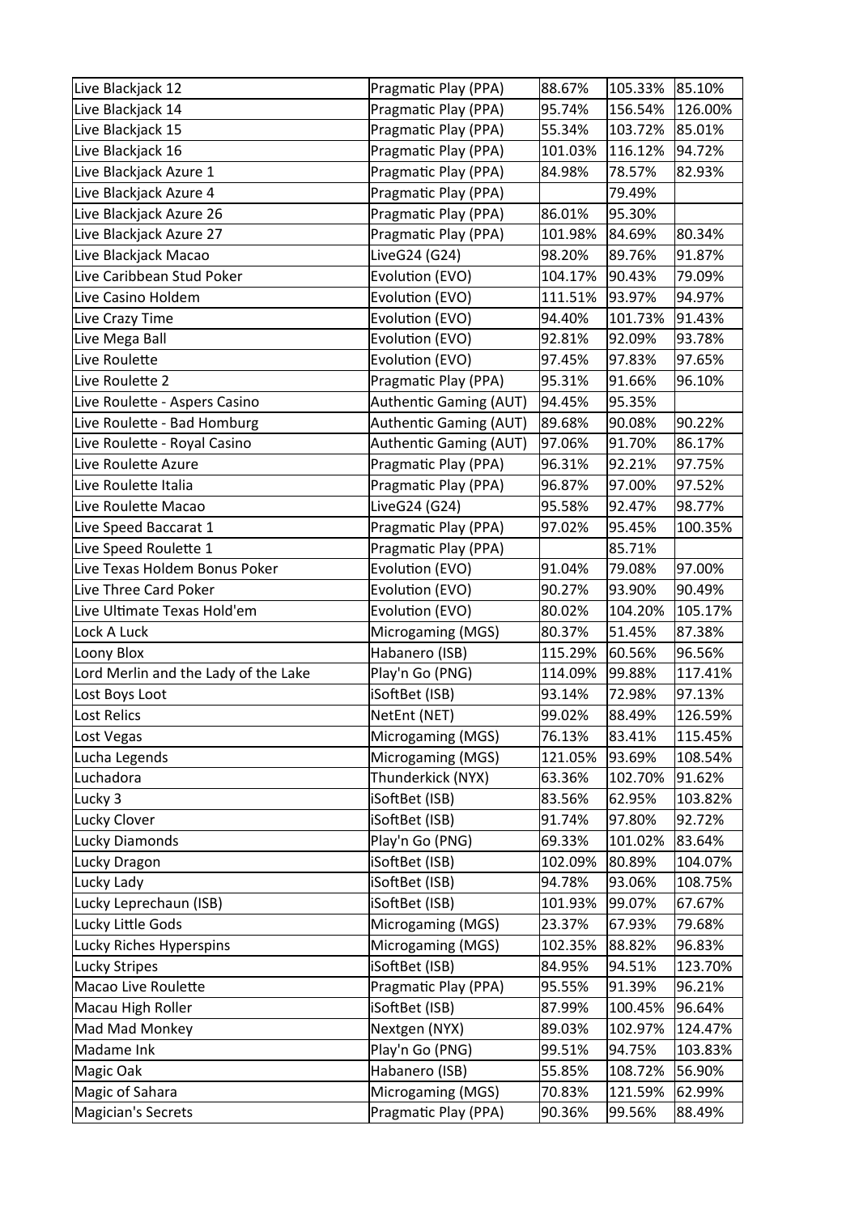| | | | | |
|---|---|---|---|---|
| Live Blackjack 12 | Pragmatic Play (PPA) | 88.67% | 105.33% | 85.10% |
| Live Blackjack 14 | Pragmatic Play (PPA) | 95.74% | 156.54% | 126.00% |
| Live Blackjack 15 | Pragmatic Play (PPA) | 55.34% | 103.72% | 85.01% |
| Live Blackjack 16 | Pragmatic Play (PPA) | 101.03% | 116.12% | 94.72% |
| Live Blackjack Azure 1 | Pragmatic Play (PPA) | 84.98% | 78.57% | 82.93% |
| Live Blackjack Azure 4 | Pragmatic Play (PPA) | | 79.49% | |
| Live Blackjack Azure 26 | Pragmatic Play (PPA) | 86.01% | 95.30% | |
| Live Blackjack Azure 27 | Pragmatic Play (PPA) | 101.98% | 84.69% | 80.34% |
| Live Blackjack Macao | LiveG24 (G24) | 98.20% | 89.76% | 91.87% |
| Live Caribbean Stud Poker | Evolution (EVO) | 104.17% | 90.43% | 79.09% |
| Live Casino Holdem | Evolution (EVO) | 111.51% | 93.97% | 94.97% |
| Live Crazy Time | Evolution (EVO) | 94.40% | 101.73% | 91.43% |
| Live Mega Ball | Evolution (EVO) | 92.81% | 92.09% | 93.78% |
| Live Roulette | Evolution (EVO) | 97.45% | 97.83% | 97.65% |
| Live Roulette 2 | Pragmatic Play (PPA) | 95.31% | 91.66% | 96.10% |
| Live Roulette - Aspers Casino | Authentic Gaming (AUT) | 94.45% | 95.35% | |
| Live Roulette - Bad Homburg | Authentic Gaming (AUT) | 89.68% | 90.08% | 90.22% |
| Live Roulette - Royal Casino | Authentic Gaming (AUT) | 97.06% | 91.70% | 86.17% |
| Live Roulette Azure | Pragmatic Play (PPA) | 96.31% | 92.21% | 97.75% |
| Live Roulette Italia | Pragmatic Play (PPA) | 96.87% | 97.00% | 97.52% |
| Live Roulette Macao | LiveG24 (G24) | 95.58% | 92.47% | 98.77% |
| Live Speed Baccarat 1 | Pragmatic Play (PPA) | 97.02% | 95.45% | 100.35% |
| Live Speed Roulette 1 | Pragmatic Play (PPA) | | 85.71% | |
| Live Texas Holdem Bonus Poker | Evolution (EVO) | 91.04% | 79.08% | 97.00% |
| Live Three Card Poker | Evolution (EVO) | 90.27% | 93.90% | 90.49% |
| Live Ultimate Texas Hold'em | Evolution (EVO) | 80.02% | 104.20% | 105.17% |
| Lock A Luck | Microgaming (MGS) | 80.37% | 51.45% | 87.38% |
| Loony Blox | Habanero (ISB) | 115.29% | 60.56% | 96.56% |
| Lord Merlin and the Lady of the Lake | Play'n Go (PNG) | 114.09% | 99.88% | 117.41% |
| Lost Boys Loot | iSoftBet (ISB) | 93.14% | 72.98% | 97.13% |
| Lost Relics | NetEnt (NET) | 99.02% | 88.49% | 126.59% |
| Lost Vegas | Microgaming (MGS) | 76.13% | 83.41% | 115.45% |
| Lucha Legends | Microgaming (MGS) | 121.05% | 93.69% | 108.54% |
| Luchadora | Thunderkick (NYX) | 63.36% | 102.70% | 91.62% |
| Lucky 3 | iSoftBet (ISB) | 83.56% | 62.95% | 103.82% |
| Lucky Clover | iSoftBet (ISB) | 91.74% | 97.80% | 92.72% |
| Lucky Diamonds | Play'n Go (PNG) | 69.33% | 101.02% | 83.64% |
| Lucky Dragon | iSoftBet (ISB) | 102.09% | 80.89% | 104.07% |
| Lucky Lady | iSoftBet (ISB) | 94.78% | 93.06% | 108.75% |
| Lucky Leprechaun (ISB) | iSoftBet (ISB) | 101.93% | 99.07% | 67.67% |
| Lucky Little Gods | Microgaming (MGS) | 23.37% | 67.93% | 79.68% |
| Lucky Riches Hyperspins | Microgaming (MGS) | 102.35% | 88.82% | 96.83% |
| Lucky Stripes | iSoftBet (ISB) | 84.95% | 94.51% | 123.70% |
| Macao Live Roulette | Pragmatic Play (PPA) | 95.55% | 91.39% | 96.21% |
| Macau High Roller | iSoftBet (ISB) | 87.99% | 100.45% | 96.64% |
| Mad Mad Monkey | Nextgen (NYX) | 89.03% | 102.97% | 124.47% |
| Madame Ink | Play'n Go (PNG) | 99.51% | 94.75% | 103.83% |
| Magic Oak | Habanero (ISB) | 55.85% | 108.72% | 56.90% |
| Magic of Sahara | Microgaming (MGS) | 70.83% | 121.59% | 62.99% |
| Magician's Secrets | Pragmatic Play (PPA) | 90.36% | 99.56% | 88.49% |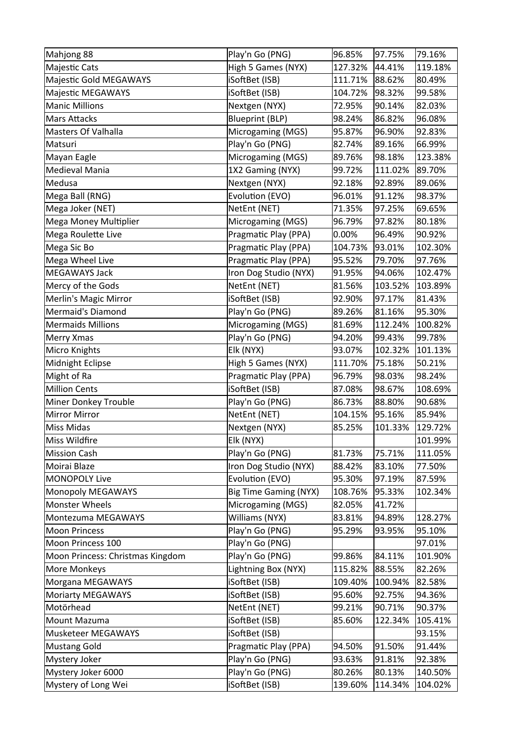| | | | | |
|---|---|---|---|---|
| Mahjong 88 | Play'n Go (PNG) | 96.85% | 97.75% | 79.16% |
| Majestic Cats | High 5 Games (NYX) | 127.32% | 44.41% | 119.18% |
| Majestic Gold MEGAWAYS | iSoftBet (ISB) | 111.71% | 88.62% | 80.49% |
| Majestic MEGAWAYS | iSoftBet (ISB) | 104.72% | 98.32% | 99.58% |
| Manic Millions | Nextgen (NYX) | 72.95% | 90.14% | 82.03% |
| Mars Attacks | Blueprint (BLP) | 98.24% | 86.82% | 96.08% |
| Masters Of Valhalla | Microgaming (MGS) | 95.87% | 96.90% | 92.83% |
| Matsuri | Play'n Go (PNG) | 82.74% | 89.16% | 66.99% |
| Mayan Eagle | Microgaming (MGS) | 89.76% | 98.18% | 123.38% |
| Medieval Mania | 1X2 Gaming (NYX) | 99.72% | 111.02% | 89.70% |
| Medusa | Nextgen (NYX) | 92.18% | 92.89% | 89.06% |
| Mega Ball (RNG) | Evolution (EVO) | 96.01% | 91.12% | 98.37% |
| Mega Joker (NET) | NetEnt (NET) | 71.35% | 97.25% | 69.65% |
| Mega Money Multiplier | Microgaming (MGS) | 96.79% | 97.82% | 80.18% |
| Mega Roulette Live | Pragmatic Play (PPA) | 0.00% | 96.49% | 90.92% |
| Mega Sic Bo | Pragmatic Play (PPA) | 104.73% | 93.01% | 102.30% |
| Mega Wheel Live | Pragmatic Play (PPA) | 95.52% | 79.70% | 97.76% |
| MEGAWAYS Jack | Iron Dog Studio (NYX) | 91.95% | 94.06% | 102.47% |
| Mercy of the Gods | NetEnt (NET) | 81.56% | 103.52% | 103.89% |
| Merlin's Magic Mirror | iSoftBet (ISB) | 92.90% | 97.17% | 81.43% |
| Mermaid's Diamond | Play'n Go (PNG) | 89.26% | 81.16% | 95.30% |
| Mermaids Millions | Microgaming (MGS) | 81.69% | 112.24% | 100.82% |
| Merry Xmas | Play'n Go (PNG) | 94.20% | 99.43% | 99.78% |
| Micro Knights | Elk (NYX) | 93.07% | 102.32% | 101.13% |
| Midnight Eclipse | High 5 Games (NYX) | 111.70% | 75.18% | 50.21% |
| Might of Ra | Pragmatic Play (PPA) | 96.79% | 98.03% | 98.24% |
| Million Cents | iSoftBet (ISB) | 87.08% | 98.67% | 108.69% |
| Miner Donkey Trouble | Play'n Go (PNG) | 86.73% | 88.80% | 90.68% |
| Mirror Mirror | NetEnt (NET) | 104.15% | 95.16% | 85.94% |
| Miss Midas | Nextgen (NYX) | 85.25% | 101.33% | 129.72% |
| Miss Wildfire | Elk (NYX) | | | 101.99% |
| Mission Cash | Play'n Go (PNG) | 81.73% | 75.71% | 111.05% |
| Moirai Blaze | Iron Dog Studio (NYX) | 88.42% | 83.10% | 77.50% |
| MONOPOLY Live | Evolution (EVO) | 95.30% | 97.19% | 87.59% |
| Monopoly MEGAWAYS | Big Time Gaming (NYX) | 108.76% | 95.33% | 102.34% |
| Monster Wheels | Microgaming (MGS) | 82.05% | 41.72% | |
| Montezuma MEGAWAYS | Williams (NYX) | 83.81% | 94.89% | 128.27% |
| Moon Princess | Play'n Go (PNG) | 95.29% | 93.95% | 95.10% |
| Moon Princess 100 | Play'n Go (PNG) | | | 97.01% |
| Moon Princess: Christmas Kingdom | Play'n Go (PNG) | 99.86% | 84.11% | 101.90% |
| More Monkeys | Lightning Box (NYX) | 115.82% | 88.55% | 82.26% |
| Morgana MEGAWAYS | iSoftBet (ISB) | 109.40% | 100.94% | 82.58% |
| Moriarty MEGAWAYS | iSoftBet (ISB) | 95.60% | 92.75% | 94.36% |
| Motörhead | NetEnt (NET) | 99.21% | 90.71% | 90.37% |
| Mount Mazuma | iSoftBet (ISB) | 85.60% | 122.34% | 105.41% |
| Musketeer MEGAWAYS | iSoftBet (ISB) | | | 93.15% |
| Mustang Gold | Pragmatic Play (PPA) | 94.50% | 91.50% | 91.44% |
| Mystery Joker | Play'n Go (PNG) | 93.63% | 91.81% | 92.38% |
| Mystery Joker 6000 | Play'n Go (PNG) | 80.26% | 80.13% | 140.50% |
| Mystery of Long Wei | iSoftBet (ISB) | 139.60% | 114.34% | 104.02% |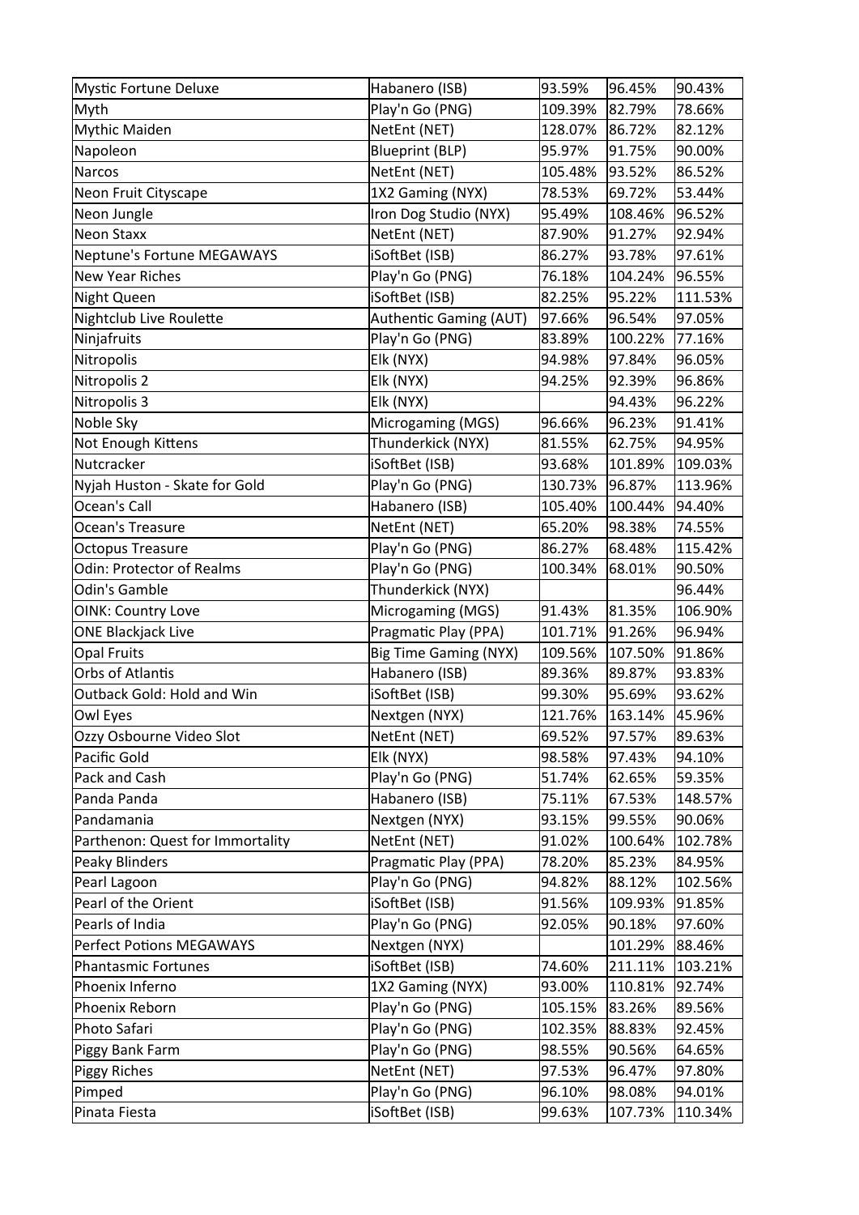| Mystic Fortune Deluxe | Habanero (ISB) | 93.59% | 96.45% | 90.43% |
|---|---|---|---|---|
| Myth | Play'n Go (PNG) | 109.39% | 82.79% | 78.66% |
| Mythic Maiden | NetEnt (NET) | 128.07% | 86.72% | 82.12% |
| Napoleon | Blueprint (BLP) | 95.97% | 91.75% | 90.00% |
| Narcos | NetEnt (NET) | 105.48% | 93.52% | 86.52% |
| Neon Fruit Cityscape | 1X2 Gaming (NYX) | 78.53% | 69.72% | 53.44% |
| Neon Jungle | Iron Dog Studio (NYX) | 95.49% | 108.46% | 96.52% |
| Neon Staxx | NetEnt (NET) | 87.90% | 91.27% | 92.94% |
| Neptune's Fortune MEGAWAYS | iSoftBet (ISB) | 86.27% | 93.78% | 97.61% |
| New Year Riches | Play'n Go (PNG) | 76.18% | 104.24% | 96.55% |
| Night Queen | iSoftBet (ISB) | 82.25% | 95.22% | 111.53% |
| Nightclub Live Roulette | Authentic Gaming (AUT) | 97.66% | 96.54% | 97.05% |
| Ninjafruits | Play'n Go (PNG) | 83.89% | 100.22% | 77.16% |
| Nitropolis | Elk (NYX) | 94.98% | 97.84% | 96.05% |
| Nitropolis 2 | Elk (NYX) | 94.25% | 92.39% | 96.86% |
| Nitropolis 3 | Elk (NYX) | | 94.43% | 96.22% |
| Noble Sky | Microgaming (MGS) | 96.66% | 96.23% | 91.41% |
| Not Enough Kittens | Thunderkick (NYX) | 81.55% | 62.75% | 94.95% |
| Nutcracker | iSoftBet (ISB) | 93.68% | 101.89% | 109.03% |
| Nyjah Huston - Skate for Gold | Play'n Go (PNG) | 130.73% | 96.87% | 113.96% |
| Ocean's Call | Habanero (ISB) | 105.40% | 100.44% | 94.40% |
| Ocean's Treasure | NetEnt (NET) | 65.20% | 98.38% | 74.55% |
| Octopus Treasure | Play'n Go (PNG) | 86.27% | 68.48% | 115.42% |
| Odin: Protector of Realms | Play'n Go (PNG) | 100.34% | 68.01% | 90.50% |
| Odin's Gamble | Thunderkick (NYX) | | | 96.44% |
| OINK: Country Love | Microgaming (MGS) | 91.43% | 81.35% | 106.90% |
| ONE Blackjack Live | Pragmatic Play (PPA) | 101.71% | 91.26% | 96.94% |
| Opal Fruits | Big Time Gaming (NYX) | 109.56% | 107.50% | 91.86% |
| Orbs of Atlantis | Habanero (ISB) | 89.36% | 89.87% | 93.83% |
| Outback Gold: Hold and Win | iSoftBet (ISB) | 99.30% | 95.69% | 93.62% |
| Owl Eyes | Nextgen (NYX) | 121.76% | 163.14% | 45.96% |
| Ozzy Osbourne Video Slot | NetEnt (NET) | 69.52% | 97.57% | 89.63% |
| Pacific Gold | Elk (NYX) | 98.58% | 97.43% | 94.10% |
| Pack and Cash | Play'n Go (PNG) | 51.74% | 62.65% | 59.35% |
| Panda Panda | Habanero (ISB) | 75.11% | 67.53% | 148.57% |
| Pandamania | Nextgen (NYX) | 93.15% | 99.55% | 90.06% |
| Parthenon: Quest for Immortality | NetEnt (NET) | 91.02% | 100.64% | 102.78% |
| Peaky Blinders | Pragmatic Play (PPA) | 78.20% | 85.23% | 84.95% |
| Pearl Lagoon | Play'n Go (PNG) | 94.82% | 88.12% | 102.56% |
| Pearl of the Orient | iSoftBet (ISB) | 91.56% | 109.93% | 91.85% |
| Pearls of India | Play'n Go (PNG) | 92.05% | 90.18% | 97.60% |
| Perfect Potions MEGAWAYS | Nextgen (NYX) | | 101.29% | 88.46% |
| Phantasmic Fortunes | iSoftBet (ISB) | 74.60% | 211.11% | 103.21% |
| Phoenix Inferno | 1X2 Gaming (NYX) | 93.00% | 110.81% | 92.74% |
| Phoenix Reborn | Play'n Go (PNG) | 105.15% | 83.26% | 89.56% |
| Photo Safari | Play'n Go (PNG) | 102.35% | 88.83% | 92.45% |
| Piggy Bank Farm | Play'n Go (PNG) | 98.55% | 90.56% | 64.65% |
| Piggy Riches | NetEnt (NET) | 97.53% | 96.47% | 97.80% |
| Pimped | Play'n Go (PNG) | 96.10% | 98.08% | 94.01% |
| Pinata Fiesta | iSoftBet (ISB) | 99.63% | 107.73% | 110.34% |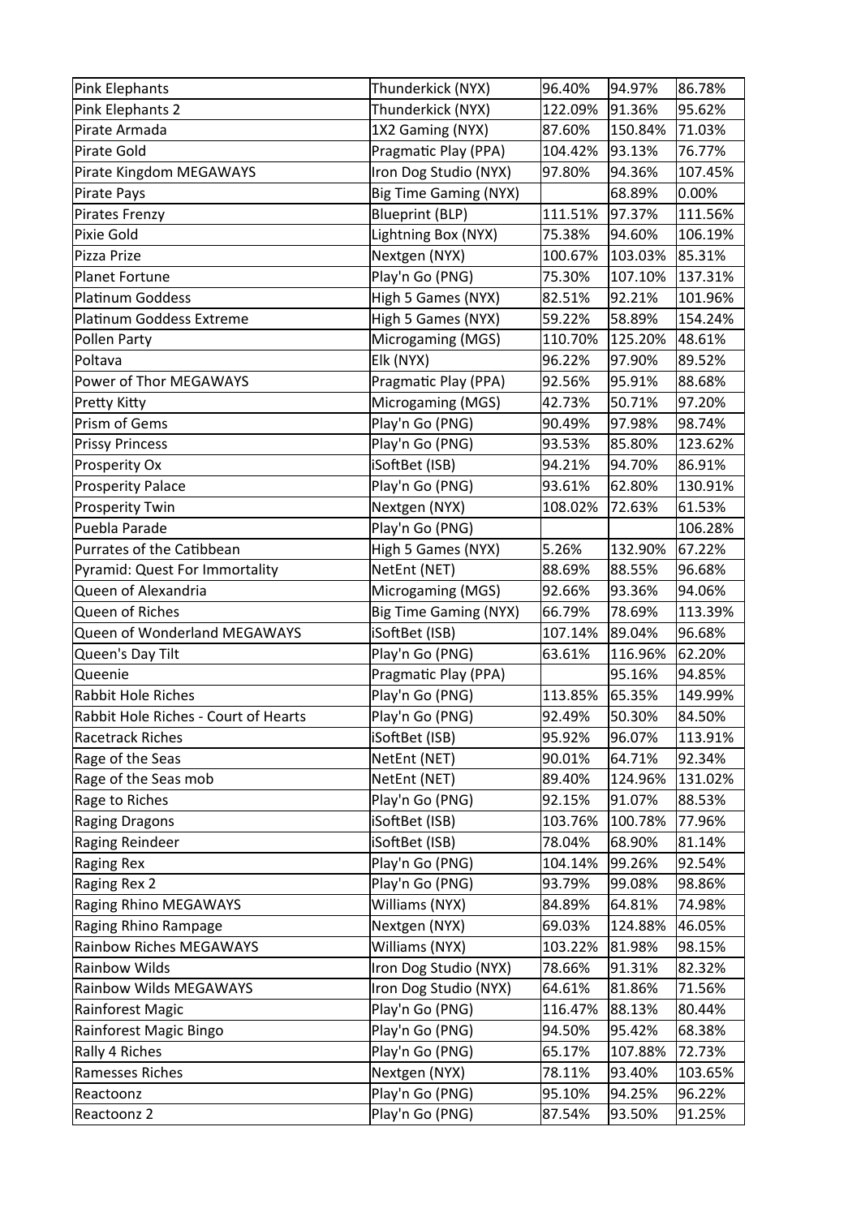| Pink Elephants | Thunderkick (NYX) | 96.40% | 94.97% | 86.78% |
|---|---|---|---|---|
| Pink Elephants 2 | Thunderkick (NYX) | 122.09% | 91.36% | 95.62% |
| Pirate Armada | 1X2 Gaming (NYX) | 87.60% | 150.84% | 71.03% |
| Pirate Gold | Pragmatic Play (PPA) | 104.42% | 93.13% | 76.77% |
| Pirate Kingdom MEGAWAYS | Iron Dog Studio (NYX) | 97.80% | 94.36% | 107.45% |
| Pirate Pays | Big Time Gaming (NYX) | | 68.89% | 0.00% |
| Pirates Frenzy | Blueprint (BLP) | 111.51% | 97.37% | 111.56% |
| Pixie Gold | Lightning Box (NYX) | 75.38% | 94.60% | 106.19% |
| Pizza Prize | Nextgen (NYX) | 100.67% | 103.03% | 85.31% |
| Planet Fortune | Play'n Go (PNG) | 75.30% | 107.10% | 137.31% |
| Platinum Goddess | High 5 Games (NYX) | 82.51% | 92.21% | 101.96% |
| Platinum Goddess Extreme | High 5 Games (NYX) | 59.22% | 58.89% | 154.24% |
| Pollen Party | Microgaming (MGS) | 110.70% | 125.20% | 48.61% |
| Poltava | Elk (NYX) | 96.22% | 97.90% | 89.52% |
| Power of Thor MEGAWAYS | Pragmatic Play (PPA) | 92.56% | 95.91% | 88.68% |
| Pretty Kitty | Microgaming (MGS) | 42.73% | 50.71% | 97.20% |
| Prism of Gems | Play'n Go (PNG) | 90.49% | 97.98% | 98.74% |
| Prissy Princess | Play'n Go (PNG) | 93.53% | 85.80% | 123.62% |
| Prosperity Ox | iSoftBet (ISB) | 94.21% | 94.70% | 86.91% |
| Prosperity Palace | Play'n Go (PNG) | 93.61% | 62.80% | 130.91% |
| Prosperity Twin | Nextgen (NYX) | 108.02% | 72.63% | 61.53% |
| Puebla Parade | Play'n Go (PNG) | | | 106.28% |
| Purrates of the Catibbean | High 5 Games (NYX) | 5.26% | 132.90% | 67.22% |
| Pyramid: Quest For Immortality | NetEnt (NET) | 88.69% | 88.55% | 96.68% |
| Queen of Alexandria | Microgaming (MGS) | 92.66% | 93.36% | 94.06% |
| Queen of Riches | Big Time Gaming (NYX) | 66.79% | 78.69% | 113.39% |
| Queen of Wonderland MEGAWAYS | iSoftBet (ISB) | 107.14% | 89.04% | 96.68% |
| Queen's Day Tilt | Play'n Go (PNG) | 63.61% | 116.96% | 62.20% |
| Queenie | Pragmatic Play (PPA) | | 95.16% | 94.85% |
| Rabbit Hole Riches | Play'n Go (PNG) | 113.85% | 65.35% | 149.99% |
| Rabbit Hole Riches - Court of Hearts | Play'n Go (PNG) | 92.49% | 50.30% | 84.50% |
| Racetrack Riches | iSoftBet (ISB) | 95.92% | 96.07% | 113.91% |
| Rage of the Seas | NetEnt (NET) | 90.01% | 64.71% | 92.34% |
| Rage of the Seas mob | NetEnt (NET) | 89.40% | 124.96% | 131.02% |
| Rage to Riches | Play'n Go (PNG) | 92.15% | 91.07% | 88.53% |
| Raging Dragons | iSoftBet (ISB) | 103.76% | 100.78% | 77.96% |
| Raging Reindeer | iSoftBet (ISB) | 78.04% | 68.90% | 81.14% |
| Raging Rex | Play'n Go (PNG) | 104.14% | 99.26% | 92.54% |
| Raging Rex 2 | Play'n Go (PNG) | 93.79% | 99.08% | 98.86% |
| Raging Rhino MEGAWAYS | Williams (NYX) | 84.89% | 64.81% | 74.98% |
| Raging Rhino Rampage | Nextgen (NYX) | 69.03% | 124.88% | 46.05% |
| Rainbow Riches MEGAWAYS | Williams (NYX) | 103.22% | 81.98% | 98.15% |
| Rainbow Wilds | Iron Dog Studio (NYX) | 78.66% | 91.31% | 82.32% |
| Rainbow Wilds MEGAWAYS | Iron Dog Studio (NYX) | 64.61% | 81.86% | 71.56% |
| Rainforest Magic | Play'n Go (PNG) | 116.47% | 88.13% | 80.44% |
| Rainforest Magic Bingo | Play'n Go (PNG) | 94.50% | 95.42% | 68.38% |
| Rally 4 Riches | Play'n Go (PNG) | 65.17% | 107.88% | 72.73% |
| Ramesses Riches | Nextgen (NYX) | 78.11% | 93.40% | 103.65% |
| Reactoonz | Play'n Go (PNG) | 95.10% | 94.25% | 96.22% |
| Reactoonz 2 | Play'n Go (PNG) | 87.54% | 93.50% | 91.25% |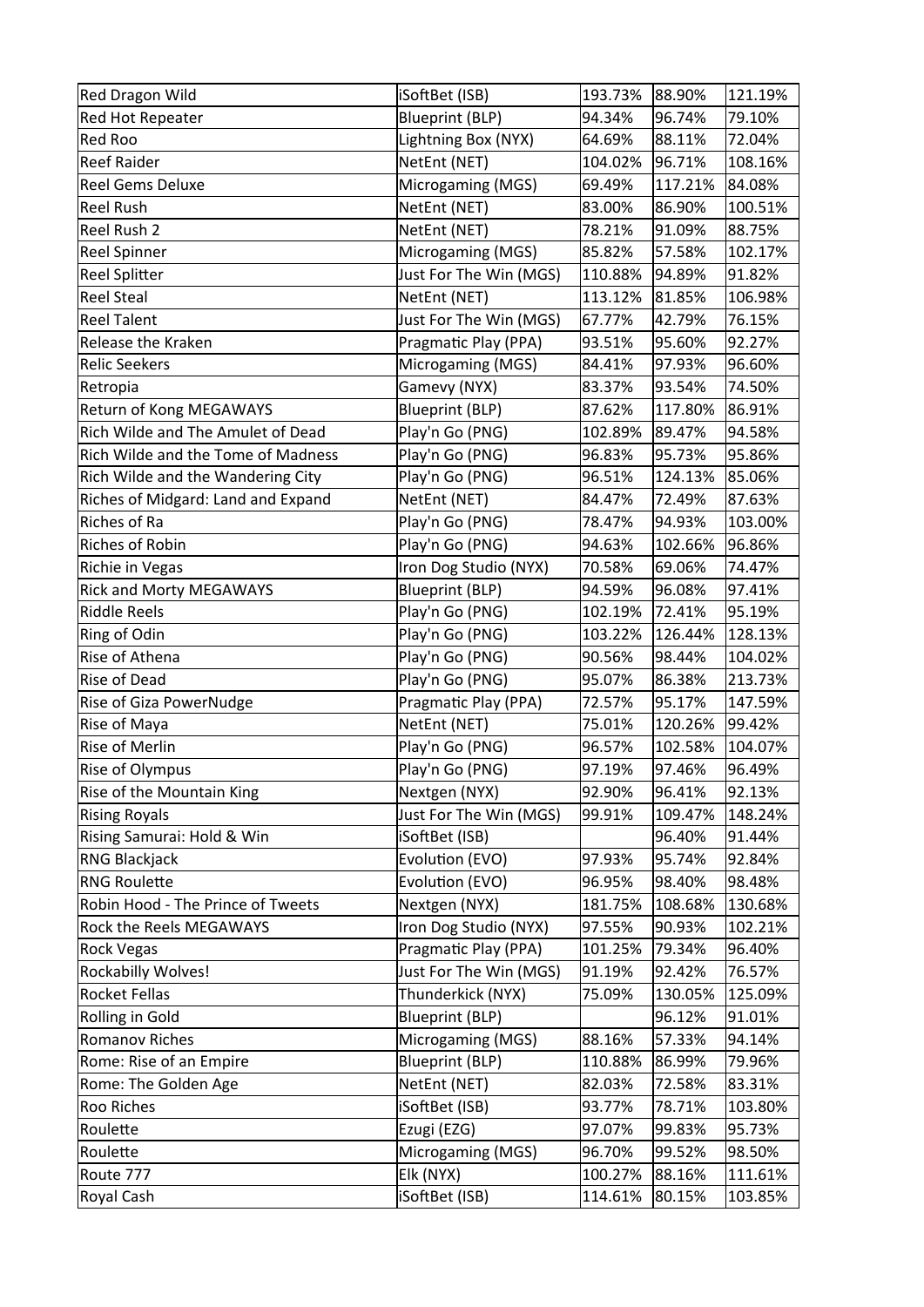| Red Dragon Wild | iSoftBet (ISB) | 193.73% | 88.90% | 121.19% |
|---|---|---|---|---|
| Red Hot Repeater | Blueprint (BLP) | 94.34% | 96.74% | 79.10% |
| Red Roo | Lightning Box (NYX) | 64.69% | 88.11% | 72.04% |
| Reef Raider | NetEnt (NET) | 104.02% | 96.71% | 108.16% |
| Reel Gems Deluxe | Microgaming (MGS) | 69.49% | 117.21% | 84.08% |
| Reel Rush | NetEnt (NET) | 83.00% | 86.90% | 100.51% |
| Reel Rush 2 | NetEnt (NET) | 78.21% | 91.09% | 88.75% |
| Reel Spinner | Microgaming (MGS) | 85.82% | 57.58% | 102.17% |
| Reel Splitter | Just For The Win (MGS) | 110.88% | 94.89% | 91.82% |
| Reel Steal | NetEnt (NET) | 113.12% | 81.85% | 106.98% |
| Reel Talent | Just For The Win (MGS) | 67.77% | 42.79% | 76.15% |
| Release the Kraken | Pragmatic Play (PPA) | 93.51% | 95.60% | 92.27% |
| Relic Seekers | Microgaming (MGS) | 84.41% | 97.93% | 96.60% |
| Retropia | Gamevy (NYX) | 83.37% | 93.54% | 74.50% |
| Return of Kong MEGAWAYS | Blueprint (BLP) | 87.62% | 117.80% | 86.91% |
| Rich Wilde and The Amulet of Dead | Play'n Go (PNG) | 102.89% | 89.47% | 94.58% |
| Rich Wilde and the Tome of Madness | Play'n Go (PNG) | 96.83% | 95.73% | 95.86% |
| Rich Wilde and the Wandering City | Play'n Go (PNG) | 96.51% | 124.13% | 85.06% |
| Riches of Midgard: Land and Expand | NetEnt (NET) | 84.47% | 72.49% | 87.63% |
| Riches of Ra | Play'n Go (PNG) | 78.47% | 94.93% | 103.00% |
| Riches of Robin | Play'n Go (PNG) | 94.63% | 102.66% | 96.86% |
| Richie in Vegas | Iron Dog Studio (NYX) | 70.58% | 69.06% | 74.47% |
| Rick and Morty MEGAWAYS | Blueprint (BLP) | 94.59% | 96.08% | 97.41% |
| Riddle Reels | Play'n Go (PNG) | 102.19% | 72.41% | 95.19% |
| Ring of Odin | Play'n Go (PNG) | 103.22% | 126.44% | 128.13% |
| Rise of Athena | Play'n Go (PNG) | 90.56% | 98.44% | 104.02% |
| Rise of Dead | Play'n Go (PNG) | 95.07% | 86.38% | 213.73% |
| Rise of Giza PowerNudge | Pragmatic Play (PPA) | 72.57% | 95.17% | 147.59% |
| Rise of Maya | NetEnt (NET) | 75.01% | 120.26% | 99.42% |
| Rise of Merlin | Play'n Go (PNG) | 96.57% | 102.58% | 104.07% |
| Rise of Olympus | Play'n Go (PNG) | 97.19% | 97.46% | 96.49% |
| Rise of the Mountain King | Nextgen (NYX) | 92.90% | 96.41% | 92.13% |
| Rising Royals | Just For The Win (MGS) | 99.91% | 109.47% | 148.24% |
| Rising Samurai: Hold & Win | iSoftBet (ISB) | | 96.40% | 91.44% |
| RNG Blackjack | Evolution (EVO) | 97.93% | 95.74% | 92.84% |
| RNG Roulette | Evolution (EVO) | 96.95% | 98.40% | 98.48% |
| Robin Hood - The Prince of Tweets | Nextgen (NYX) | 181.75% | 108.68% | 130.68% |
| Rock the Reels MEGAWAYS | Iron Dog Studio (NYX) | 97.55% | 90.93% | 102.21% |
| Rock Vegas | Pragmatic Play (PPA) | 101.25% | 79.34% | 96.40% |
| Rockabilly Wolves! | Just For The Win (MGS) | 91.19% | 92.42% | 76.57% |
| Rocket Fellas | Thunderkick (NYX) | 75.09% | 130.05% | 125.09% |
| Rolling in Gold | Blueprint (BLP) | | 96.12% | 91.01% |
| Romanov Riches | Microgaming (MGS) | 88.16% | 57.33% | 94.14% |
| Rome: Rise of an Empire | Blueprint (BLP) | 110.88% | 86.99% | 79.96% |
| Rome: The Golden Age | NetEnt (NET) | 82.03% | 72.58% | 83.31% |
| Roo Riches | iSoftBet (ISB) | 93.77% | 78.71% | 103.80% |
| Roulette | Ezugi (EZG) | 97.07% | 99.83% | 95.73% |
| Roulette | Microgaming (MGS) | 96.70% | 99.52% | 98.50% |
| Route 777 | Elk (NYX) | 100.27% | 88.16% | 111.61% |
| Royal Cash | iSoftBet (ISB) | 114.61% | 80.15% | 103.85% |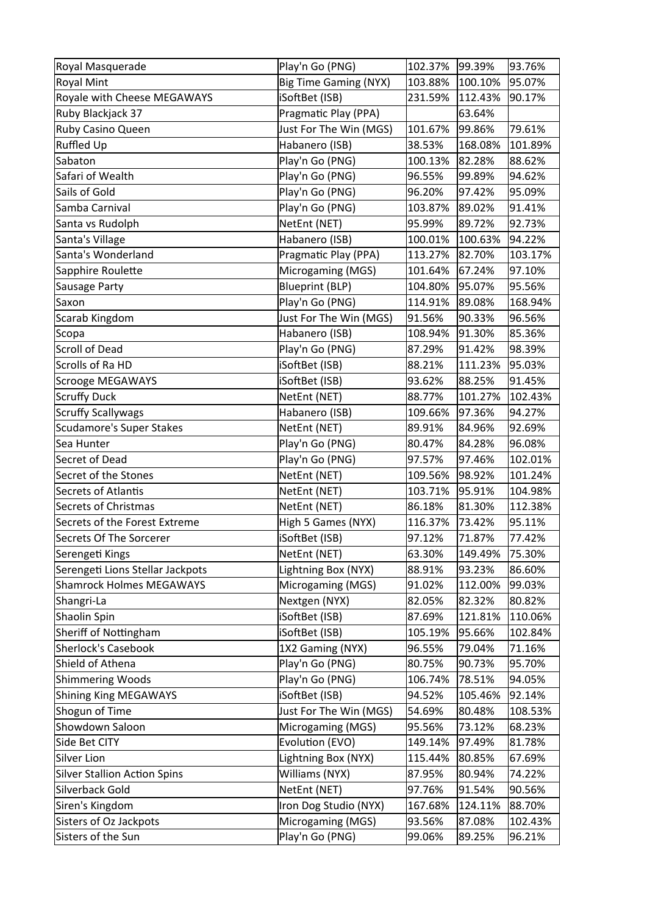| | | | | |
|---|---|---|---|---|
| Royal Masquerade | Play'n Go (PNG) | 102.37% | 99.39% | 93.76% |
| Royal Mint | Big Time Gaming (NYX) | 103.88% | 100.10% | 95.07% |
| Royale with Cheese MEGAWAYS | iSoftBet (ISB) | 231.59% | 112.43% | 90.17% |
| Ruby Blackjack 37 | Pragmatic Play (PPA) | | 63.64% | |
| Ruby Casino Queen | Just For The Win (MGS) | 101.67% | 99.86% | 79.61% |
| Ruffled Up | Habanero (ISB) | 38.53% | 168.08% | 101.89% |
| Sabaton | Play'n Go (PNG) | 100.13% | 82.28% | 88.62% |
| Safari of Wealth | Play'n Go (PNG) | 96.55% | 99.89% | 94.62% |
| Sails of Gold | Play'n Go (PNG) | 96.20% | 97.42% | 95.09% |
| Samba Carnival | Play'n Go (PNG) | 103.87% | 89.02% | 91.41% |
| Santa vs Rudolph | NetEnt (NET) | 95.99% | 89.72% | 92.73% |
| Santa's Village | Habanero (ISB) | 100.01% | 100.63% | 94.22% |
| Santa's Wonderland | Pragmatic Play (PPA) | 113.27% | 82.70% | 103.17% |
| Sapphire Roulette | Microgaming (MGS) | 101.64% | 67.24% | 97.10% |
| Sausage Party | Blueprint (BLP) | 104.80% | 95.07% | 95.56% |
| Saxon | Play'n Go (PNG) | 114.91% | 89.08% | 168.94% |
| Scarab Kingdom | Just For The Win (MGS) | 91.56% | 90.33% | 96.56% |
| Scopa | Habanero (ISB) | 108.94% | 91.30% | 85.36% |
| Scroll of Dead | Play'n Go (PNG) | 87.29% | 91.42% | 98.39% |
| Scrolls of Ra HD | iSoftBet (ISB) | 88.21% | 111.23% | 95.03% |
| Scrooge MEGAWAYS | iSoftBet (ISB) | 93.62% | 88.25% | 91.45% |
| Scruffy Duck | NetEnt (NET) | 88.77% | 101.27% | 102.43% |
| Scruffy Scallywags | Habanero (ISB) | 109.66% | 97.36% | 94.27% |
| Scudamore's Super Stakes | NetEnt (NET) | 89.91% | 84.96% | 92.69% |
| Sea Hunter | Play'n Go (PNG) | 80.47% | 84.28% | 96.08% |
| Secret of Dead | Play'n Go (PNG) | 97.57% | 97.46% | 102.01% |
| Secret of the Stones | NetEnt (NET) | 109.56% | 98.92% | 101.24% |
| Secrets of Atlantis | NetEnt (NET) | 103.71% | 95.91% | 104.98% |
| Secrets of Christmas | NetEnt (NET) | 86.18% | 81.30% | 112.38% |
| Secrets of the Forest Extreme | High 5 Games (NYX) | 116.37% | 73.42% | 95.11% |
| Secrets Of The Sorcerer | iSoftBet (ISB) | 97.12% | 71.87% | 77.42% |
| Serengeti Kings | NetEnt (NET) | 63.30% | 149.49% | 75.30% |
| Serengeti Lions Stellar Jackpots | Lightning Box (NYX) | 88.91% | 93.23% | 86.60% |
| Shamrock Holmes MEGAWAYS | Microgaming (MGS) | 91.02% | 112.00% | 99.03% |
| Shangri-La | Nextgen (NYX) | 82.05% | 82.32% | 80.82% |
| Shaolin Spin | iSoftBet (ISB) | 87.69% | 121.81% | 110.06% |
| Sheriff of Nottingham | iSoftBet (ISB) | 105.19% | 95.66% | 102.84% |
| Sherlock's Casebook | 1X2 Gaming (NYX) | 96.55% | 79.04% | 71.16% |
| Shield of Athena | Play'n Go (PNG) | 80.75% | 90.73% | 95.70% |
| Shimmering Woods | Play'n Go (PNG) | 106.74% | 78.51% | 94.05% |
| Shining King MEGAWAYS | iSoftBet (ISB) | 94.52% | 105.46% | 92.14% |
| Shogun of Time | Just For The Win (MGS) | 54.69% | 80.48% | 108.53% |
| Showdown Saloon | Microgaming (MGS) | 95.56% | 73.12% | 68.23% |
| Side Bet CITY | Evolution (EVO) | 149.14% | 97.49% | 81.78% |
| Silver Lion | Lightning Box (NYX) | 115.44% | 80.85% | 67.69% |
| Silver Stallion Action Spins | Williams (NYX) | 87.95% | 80.94% | 74.22% |
| Silverback Gold | NetEnt (NET) | 97.76% | 91.54% | 90.56% |
| Siren's Kingdom | Iron Dog Studio (NYX) | 167.68% | 124.11% | 88.70% |
| Sisters of Oz Jackpots | Microgaming (MGS) | 93.56% | 87.08% | 102.43% |
| Sisters of the Sun | Play'n Go (PNG) | 99.06% | 89.25% | 96.21% |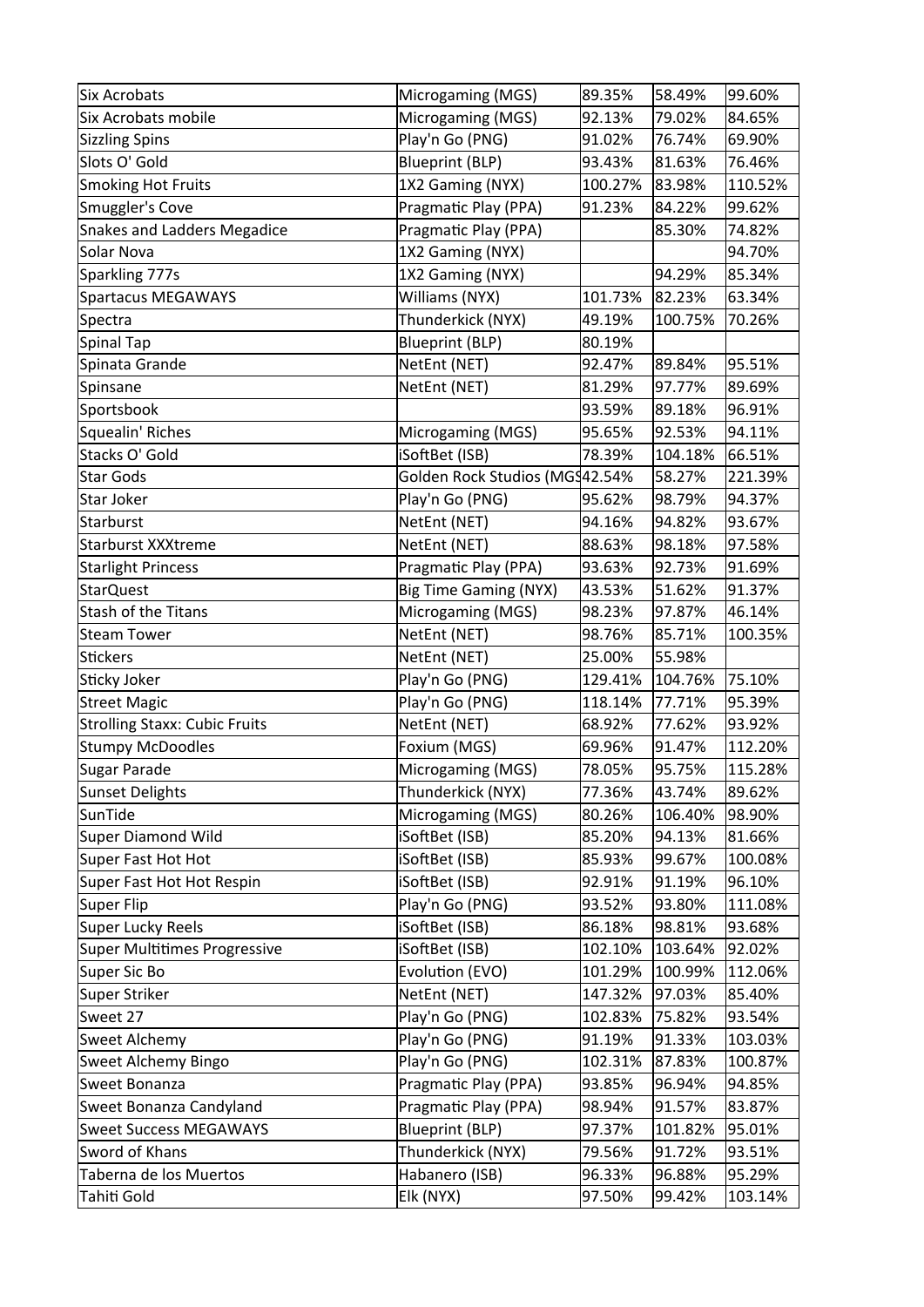| Six Acrobats | Microgaming (MGS) | 89.35% | 58.49% | 99.60% |
|---|---|---|---|---|
| Six Acrobats mobile | Microgaming (MGS) | 92.13% | 79.02% | 84.65% |
| Sizzling Spins | Play'n Go (PNG) | 91.02% | 76.74% | 69.90% |
| Slots O' Gold | Blueprint (BLP) | 93.43% | 81.63% | 76.46% |
| Smoking Hot Fruits | 1X2 Gaming (NYX) | 100.27% | 83.98% | 110.52% |
| Smuggler's Cove | Pragmatic Play (PPA) | 91.23% | 84.22% | 99.62% |
| Snakes and Ladders Megadice | Pragmatic Play (PPA) | | 85.30% | 74.82% |
| Solar Nova | 1X2 Gaming (NYX) | | | 94.70% |
| Sparkling 777s | 1X2 Gaming (NYX) | | 94.29% | 85.34% |
| Spartacus MEGAWAYS | Williams (NYX) | 101.73% | 82.23% | 63.34% |
| Spectra | Thunderkick (NYX) | 49.19% | 100.75% | 70.26% |
| Spinal Tap | Blueprint (BLP) | 80.19% | | |
| Spinata Grande | NetEnt (NET) | 92.47% | 89.84% | 95.51% |
| Spinsane | NetEnt (NET) | 81.29% | 97.77% | 89.69% |
| Sportsbook | | 93.59% | 89.18% | 96.91% |
| Squealin' Riches | Microgaming (MGS) | 95.65% | 92.53% | 94.11% |
| Stacks O' Gold | iSoftBet (ISB) | 78.39% | 104.18% | 66.51% |
| Star Gods | Golden Rock Studios (MGS | 42.54% | 58.27% | 221.39% |
| Star Joker | Play'n Go (PNG) | 95.62% | 98.79% | 94.37% |
| Starburst | NetEnt (NET) | 94.16% | 94.82% | 93.67% |
| Starburst XXXtreme | NetEnt (NET) | 88.63% | 98.18% | 97.58% |
| Starlight Princess | Pragmatic Play (PPA) | 93.63% | 92.73% | 91.69% |
| StarQuest | Big Time Gaming (NYX) | 43.53% | 51.62% | 91.37% |
| Stash of the Titans | Microgaming (MGS) | 98.23% | 97.87% | 46.14% |
| Steam Tower | NetEnt (NET) | 98.76% | 85.71% | 100.35% |
| Stickers | NetEnt (NET) | 25.00% | 55.98% | |
| Sticky Joker | Play'n Go (PNG) | 129.41% | 104.76% | 75.10% |
| Street Magic | Play'n Go (PNG) | 118.14% | 77.71% | 95.39% |
| Strolling Staxx: Cubic Fruits | NetEnt (NET) | 68.92% | 77.62% | 93.92% |
| Stumpy McDoodles | Foxium (MGS) | 69.96% | 91.47% | 112.20% |
| Sugar Parade | Microgaming (MGS) | 78.05% | 95.75% | 115.28% |
| Sunset Delights | Thunderkick (NYX) | 77.36% | 43.74% | 89.62% |
| SunTide | Microgaming (MGS) | 80.26% | 106.40% | 98.90% |
| Super Diamond Wild | iSoftBet (ISB) | 85.20% | 94.13% | 81.66% |
| Super Fast Hot Hot | iSoftBet (ISB) | 85.93% | 99.67% | 100.08% |
| Super Fast Hot Hot Respin | iSoftBet (ISB) | 92.91% | 91.19% | 96.10% |
| Super Flip | Play'n Go (PNG) | 93.52% | 93.80% | 111.08% |
| Super Lucky Reels | iSoftBet (ISB) | 86.18% | 98.81% | 93.68% |
| Super Multitimes Progressive | iSoftBet (ISB) | 102.10% | 103.64% | 92.02% |
| Super Sic Bo | Evolution (EVO) | 101.29% | 100.99% | 112.06% |
| Super Striker | NetEnt (NET) | 147.32% | 97.03% | 85.40% |
| Sweet 27 | Play'n Go (PNG) | 102.83% | 75.82% | 93.54% |
| Sweet Alchemy | Play'n Go (PNG) | 91.19% | 91.33% | 103.03% |
| Sweet Alchemy Bingo | Play'n Go (PNG) | 102.31% | 87.83% | 100.87% |
| Sweet Bonanza | Pragmatic Play (PPA) | 93.85% | 96.94% | 94.85% |
| Sweet Bonanza Candyland | Pragmatic Play (PPA) | 98.94% | 91.57% | 83.87% |
| Sweet Success MEGAWAYS | Blueprint (BLP) | 97.37% | 101.82% | 95.01% |
| Sword of Khans | Thunderkick (NYX) | 79.56% | 91.72% | 93.51% |
| Taberna de los Muertos | Habanero (ISB) | 96.33% | 96.88% | 95.29% |
| Tahiti Gold | Elk (NYX) | 97.50% | 99.42% | 103.14% |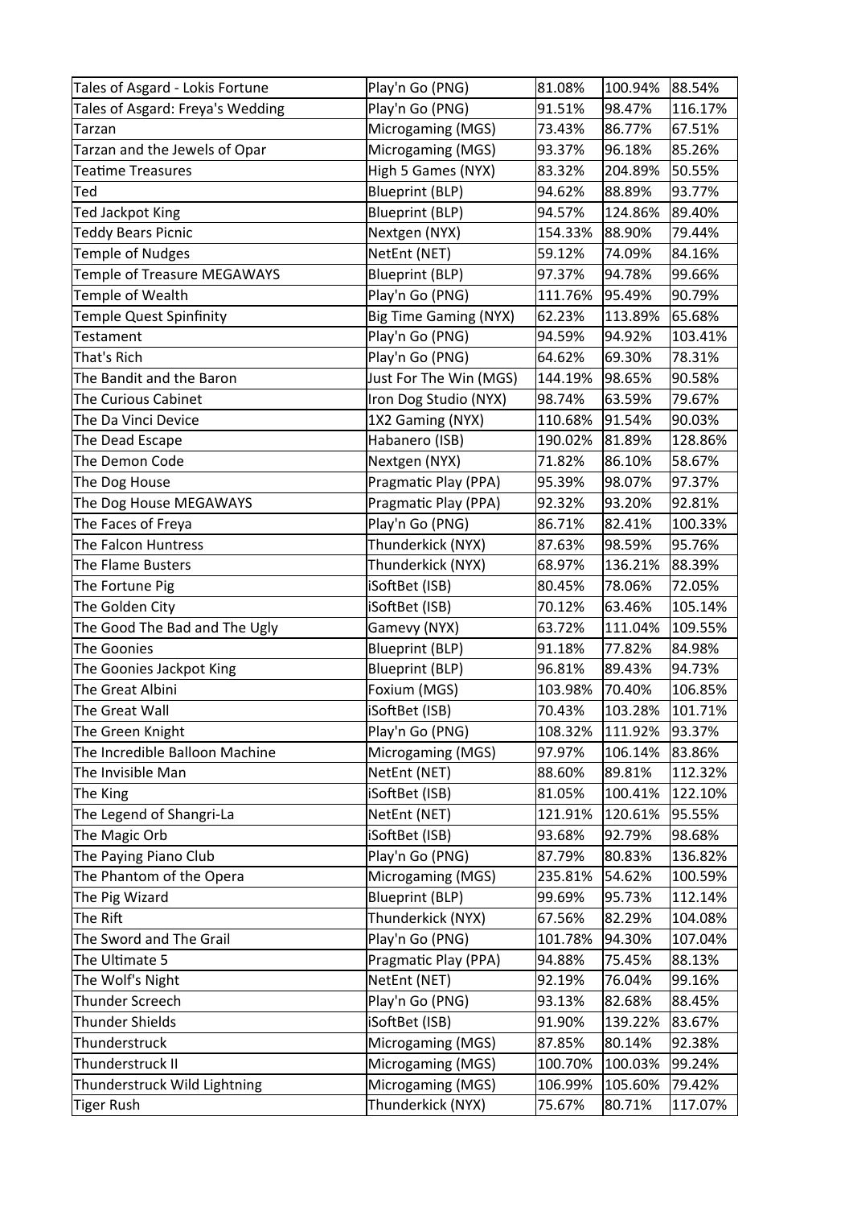| Tales of Asgard - Lokis Fortune | Play'n Go (PNG) | 81.08% | 100.94% | 88.54% |
|---|---|---|---|---|
| Tales of Asgard: Freya's Wedding | Play'n Go (PNG) | 91.51% | 98.47% | 116.17% |
| Tarzan | Microgaming (MGS) | 73.43% | 86.77% | 67.51% |
| Tarzan and the Jewels of Opar | Microgaming (MGS) | 93.37% | 96.18% | 85.26% |
| Teatime Treasures | High 5 Games (NYX) | 83.32% | 204.89% | 50.55% |
| Ted | Blueprint (BLP) | 94.62% | 88.89% | 93.77% |
| Ted Jackpot King | Blueprint (BLP) | 94.57% | 124.86% | 89.40% |
| Teddy Bears Picnic | Nextgen (NYX) | 154.33% | 88.90% | 79.44% |
| Temple of Nudges | NetEnt (NET) | 59.12% | 74.09% | 84.16% |
| Temple of Treasure MEGAWAYS | Blueprint (BLP) | 97.37% | 94.78% | 99.66% |
| Temple of Wealth | Play'n Go (PNG) | 111.76% | 95.49% | 90.79% |
| Temple Quest Spinfinity | Big Time Gaming (NYX) | 62.23% | 113.89% | 65.68% |
| Testament | Play'n Go (PNG) | 94.59% | 94.92% | 103.41% |
| That's Rich | Play'n Go (PNG) | 64.62% | 69.30% | 78.31% |
| The Bandit and the Baron | Just For The Win (MGS) | 144.19% | 98.65% | 90.58% |
| The Curious Cabinet | Iron Dog Studio (NYX) | 98.74% | 63.59% | 79.67% |
| The Da Vinci Device | 1X2 Gaming (NYX) | 110.68% | 91.54% | 90.03% |
| The Dead Escape | Habanero (ISB) | 190.02% | 81.89% | 128.86% |
| The Demon Code | Nextgen (NYX) | 71.82% | 86.10% | 58.67% |
| The Dog House | Pragmatic Play (PPA) | 95.39% | 98.07% | 97.37% |
| The Dog House MEGAWAYS | Pragmatic Play (PPA) | 92.32% | 93.20% | 92.81% |
| The Faces of Freya | Play'n Go (PNG) | 86.71% | 82.41% | 100.33% |
| The Falcon Huntress | Thunderkick (NYX) | 87.63% | 98.59% | 95.76% |
| The Flame Busters | Thunderkick (NYX) | 68.97% | 136.21% | 88.39% |
| The Fortune Pig | iSoftBet (ISB) | 80.45% | 78.06% | 72.05% |
| The Golden City | iSoftBet (ISB) | 70.12% | 63.46% | 105.14% |
| The Good The Bad and The Ugly | Gamevy (NYX) | 63.72% | 111.04% | 109.55% |
| The Goonies | Blueprint (BLP) | 91.18% | 77.82% | 84.98% |
| The Goonies Jackpot King | Blueprint (BLP) | 96.81% | 89.43% | 94.73% |
| The Great Albini | Foxium (MGS) | 103.98% | 70.40% | 106.85% |
| The Great Wall | iSoftBet (ISB) | 70.43% | 103.28% | 101.71% |
| The Green Knight | Play'n Go (PNG) | 108.32% | 111.92% | 93.37% |
| The Incredible Balloon Machine | Microgaming (MGS) | 97.97% | 106.14% | 83.86% |
| The Invisible Man | NetEnt (NET) | 88.60% | 89.81% | 112.32% |
| The King | iSoftBet (ISB) | 81.05% | 100.41% | 122.10% |
| The Legend of Shangri-La | NetEnt (NET) | 121.91% | 120.61% | 95.55% |
| The Magic Orb | iSoftBet (ISB) | 93.68% | 92.79% | 98.68% |
| The Paying Piano Club | Play'n Go (PNG) | 87.79% | 80.83% | 136.82% |
| The Phantom of the Opera | Microgaming (MGS) | 235.81% | 54.62% | 100.59% |
| The Pig Wizard | Blueprint (BLP) | 99.69% | 95.73% | 112.14% |
| The Rift | Thunderkick (NYX) | 67.56% | 82.29% | 104.08% |
| The Sword and The Grail | Play'n Go (PNG) | 101.78% | 94.30% | 107.04% |
| The Ultimate 5 | Pragmatic Play (PPA) | 94.88% | 75.45% | 88.13% |
| The Wolf's Night | NetEnt (NET) | 92.19% | 76.04% | 99.16% |
| Thunder Screech | Play'n Go (PNG) | 93.13% | 82.68% | 88.45% |
| Thunder Shields | iSoftBet (ISB) | 91.90% | 139.22% | 83.67% |
| Thunderstruck | Microgaming (MGS) | 87.85% | 80.14% | 92.38% |
| Thunderstruck II | Microgaming (MGS) | 100.70% | 100.03% | 99.24% |
| Thunderstruck Wild Lightning | Microgaming (MGS) | 106.99% | 105.60% | 79.42% |
| Tiger Rush | Thunderkick (NYX) | 75.67% | 80.71% | 117.07% |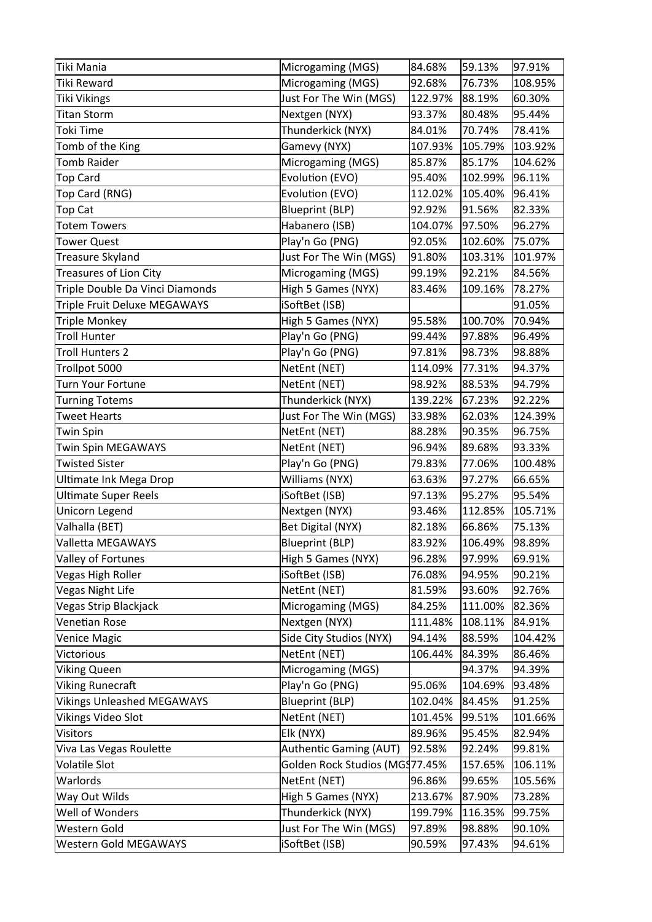| | | | | |
|---|---|---|---|---|
| Tiki Mania | Microgaming (MGS) | 84.68% | 59.13% | 97.91% |
| Tiki Reward | Microgaming (MGS) | 92.68% | 76.73% | 108.95% |
| Tiki Vikings | Just For The Win (MGS) | 122.97% | 88.19% | 60.30% |
| Titan Storm | Nextgen (NYX) | 93.37% | 80.48% | 95.44% |
| Toki Time | Thunderkick (NYX) | 84.01% | 70.74% | 78.41% |
| Tomb of the King | Gamevy (NYX) | 107.93% | 105.79% | 103.92% |
| Tomb Raider | Microgaming (MGS) | 85.87% | 85.17% | 104.62% |
| Top Card | Evolution (EVO) | 95.40% | 102.99% | 96.11% |
| Top Card (RNG) | Evolution (EVO) | 112.02% | 105.40% | 96.41% |
| Top Cat | Blueprint (BLP) | 92.92% | 91.56% | 82.33% |
| Totem Towers | Habanero (ISB) | 104.07% | 97.50% | 96.27% |
| Tower Quest | Play'n Go (PNG) | 92.05% | 102.60% | 75.07% |
| Treasure Skyland | Just For The Win (MGS) | 91.80% | 103.31% | 101.97% |
| Treasures of Lion City | Microgaming (MGS) | 99.19% | 92.21% | 84.56% |
| Triple Double Da Vinci Diamonds | High 5 Games (NYX) | 83.46% | 109.16% | 78.27% |
| Triple Fruit Deluxe MEGAWAYS | iSoftBet (ISB) | | | 91.05% |
| Triple Monkey | High 5 Games (NYX) | 95.58% | 100.70% | 70.94% |
| Troll Hunter | Play'n Go (PNG) | 99.44% | 97.88% | 96.49% |
| Troll Hunters 2 | Play'n Go (PNG) | 97.81% | 98.73% | 98.88% |
| Trollpot 5000 | NetEnt (NET) | 114.09% | 77.31% | 94.37% |
| Turn Your Fortune | NetEnt (NET) | 98.92% | 88.53% | 94.79% |
| Turning Totems | Thunderkick (NYX) | 139.22% | 67.23% | 92.22% |
| Tweet Hearts | Just For The Win (MGS) | 33.98% | 62.03% | 124.39% |
| Twin Spin | NetEnt (NET) | 88.28% | 90.35% | 96.75% |
| Twin Spin MEGAWAYS | NetEnt (NET) | 96.94% | 89.68% | 93.33% |
| Twisted Sister | Play'n Go (PNG) | 79.83% | 77.06% | 100.48% |
| Ultimate Ink Mega Drop | Williams (NYX) | 63.63% | 97.27% | 66.65% |
| Ultimate Super Reels | iSoftBet (ISB) | 97.13% | 95.27% | 95.54% |
| Unicorn Legend | Nextgen (NYX) | 93.46% | 112.85% | 105.71% |
| Valhalla (BET) | Bet Digital (NYX) | 82.18% | 66.86% | 75.13% |
| Valletta MEGAWAYS | Blueprint (BLP) | 83.92% | 106.49% | 98.89% |
| Valley of Fortunes | High 5 Games (NYX) | 96.28% | 97.99% | 69.91% |
| Vegas High Roller | iSoftBet (ISB) | 76.08% | 94.95% | 90.21% |
| Vegas Night Life | NetEnt (NET) | 81.59% | 93.60% | 92.76% |
| Vegas Strip Blackjack | Microgaming (MGS) | 84.25% | 111.00% | 82.36% |
| Venetian Rose | Nextgen (NYX) | 111.48% | 108.11% | 84.91% |
| Venice Magic | Side City Studios (NYX) | 94.14% | 88.59% | 104.42% |
| Victorious | NetEnt (NET) | 106.44% | 84.39% | 86.46% |
| Viking Queen | Microgaming (MGS) | | 94.37% | 94.39% |
| Viking Runecraft | Play'n Go (PNG) | 95.06% | 104.69% | 93.48% |
| Vikings Unleashed MEGAWAYS | Blueprint (BLP) | 102.04% | 84.45% | 91.25% |
| Vikings Video Slot | NetEnt (NET) | 101.45% | 99.51% | 101.66% |
| Visitors | Elk (NYX) | 89.96% | 95.45% | 82.94% |
| Viva Las Vegas Roulette | Authentic Gaming (AUT) | 92.58% | 92.24% | 99.81% |
| Volatile Slot | Golden Rock Studios (MGS | 77.45% | 157.65% | 106.11% |
| Warlords | NetEnt (NET) | 96.86% | 99.65% | 105.56% |
| Way Out Wilds | High 5 Games (NYX) | 213.67% | 87.90% | 73.28% |
| Well of Wonders | Thunderkick (NYX) | 199.79% | 116.35% | 99.75% |
| Western Gold | Just For The Win (MGS) | 97.89% | 98.88% | 90.10% |
| Western Gold MEGAWAYS | iSoftBet (ISB) | 90.59% | 97.43% | 94.61% |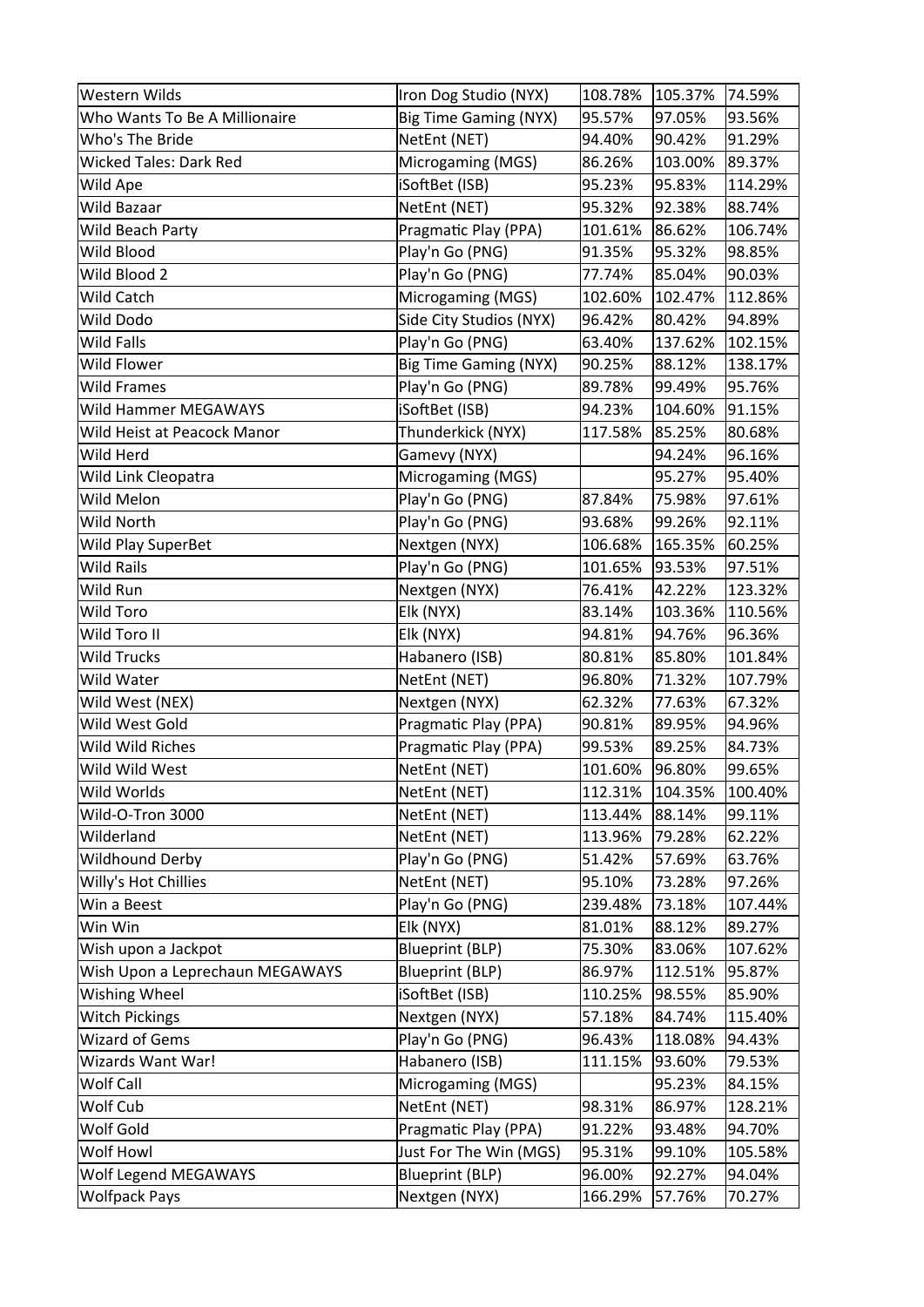| Western Wilds | Iron Dog Studio (NYX) | 108.78% | 105.37% | 74.59% |
|---|---|---|---|---|
| Who Wants To Be A Millionaire | Big Time Gaming (NYX) | 95.57% | 97.05% | 93.56% |
| Who's The Bride | NetEnt (NET) | 94.40% | 90.42% | 91.29% |
| Wicked Tales: Dark Red | Microgaming (MGS) | 86.26% | 103.00% | 89.37% |
| Wild Ape | iSoftBet (ISB) | 95.23% | 95.83% | 114.29% |
| Wild Bazaar | NetEnt (NET) | 95.32% | 92.38% | 88.74% |
| Wild Beach Party | Pragmatic Play (PPA) | 101.61% | 86.62% | 106.74% |
| Wild Blood | Play'n Go (PNG) | 91.35% | 95.32% | 98.85% |
| Wild Blood 2 | Play'n Go (PNG) | 77.74% | 85.04% | 90.03% |
| Wild Catch | Microgaming (MGS) | 102.60% | 102.47% | 112.86% |
| Wild Dodo | Side City Studios (NYX) | 96.42% | 80.42% | 94.89% |
| Wild Falls | Play'n Go (PNG) | 63.40% | 137.62% | 102.15% |
| Wild Flower | Big Time Gaming (NYX) | 90.25% | 88.12% | 138.17% |
| Wild Frames | Play'n Go (PNG) | 89.78% | 99.49% | 95.76% |
| Wild Hammer MEGAWAYS | iSoftBet (ISB) | 94.23% | 104.60% | 91.15% |
| Wild Heist at Peacock Manor | Thunderkick (NYX) | 117.58% | 85.25% | 80.68% |
| Wild Herd | Gamevy (NYX) | | 94.24% | 96.16% |
| Wild Link Cleopatra | Microgaming (MGS) | | 95.27% | 95.40% |
| Wild Melon | Play'n Go (PNG) | 87.84% | 75.98% | 97.61% |
| Wild North | Play'n Go (PNG) | 93.68% | 99.26% | 92.11% |
| Wild Play SuperBet | Nextgen (NYX) | 106.68% | 165.35% | 60.25% |
| Wild Rails | Play'n Go (PNG) | 101.65% | 93.53% | 97.51% |
| Wild Run | Nextgen (NYX) | 76.41% | 42.22% | 123.32% |
| Wild Toro | Elk (NYX) | 83.14% | 103.36% | 110.56% |
| Wild Toro II | Elk (NYX) | 94.81% | 94.76% | 96.36% |
| Wild Trucks | Habanero (ISB) | 80.81% | 85.80% | 101.84% |
| Wild Water | NetEnt (NET) | 96.80% | 71.32% | 107.79% |
| Wild West (NEX) | Nextgen (NYX) | 62.32% | 77.63% | 67.32% |
| Wild West Gold | Pragmatic Play (PPA) | 90.81% | 89.95% | 94.96% |
| Wild Wild Riches | Pragmatic Play (PPA) | 99.53% | 89.25% | 84.73% |
| Wild Wild West | NetEnt (NET) | 101.60% | 96.80% | 99.65% |
| Wild Worlds | NetEnt (NET) | 112.31% | 104.35% | 100.40% |
| Wild-O-Tron 3000 | NetEnt (NET) | 113.44% | 88.14% | 99.11% |
| Wilderland | NetEnt (NET) | 113.96% | 79.28% | 62.22% |
| Wildhound Derby | Play'n Go (PNG) | 51.42% | 57.69% | 63.76% |
| Willy's Hot Chillies | NetEnt (NET) | 95.10% | 73.28% | 97.26% |
| Win a Beest | Play'n Go (PNG) | 239.48% | 73.18% | 107.44% |
| Win Win | Elk (NYX) | 81.01% | 88.12% | 89.27% |
| Wish upon a Jackpot | Blueprint (BLP) | 75.30% | 83.06% | 107.62% |
| Wish Upon a Leprechaun MEGAWAYS | Blueprint (BLP) | 86.97% | 112.51% | 95.87% |
| Wishing Wheel | iSoftBet (ISB) | 110.25% | 98.55% | 85.90% |
| Witch Pickings | Nextgen (NYX) | 57.18% | 84.74% | 115.40% |
| Wizard of Gems | Play'n Go (PNG) | 96.43% | 118.08% | 94.43% |
| Wizards Want War! | Habanero (ISB) | 111.15% | 93.60% | 79.53% |
| Wolf Call | Microgaming (MGS) | | 95.23% | 84.15% |
| Wolf Cub | NetEnt (NET) | 98.31% | 86.97% | 128.21% |
| Wolf Gold | Pragmatic Play (PPA) | 91.22% | 93.48% | 94.70% |
| Wolf Howl | Just For The Win (MGS) | 95.31% | 99.10% | 105.58% |
| Wolf Legend MEGAWAYS | Blueprint (BLP) | 96.00% | 92.27% | 94.04% |
| Wolfpack Pays | Nextgen (NYX) | 166.29% | 57.76% | 70.27% |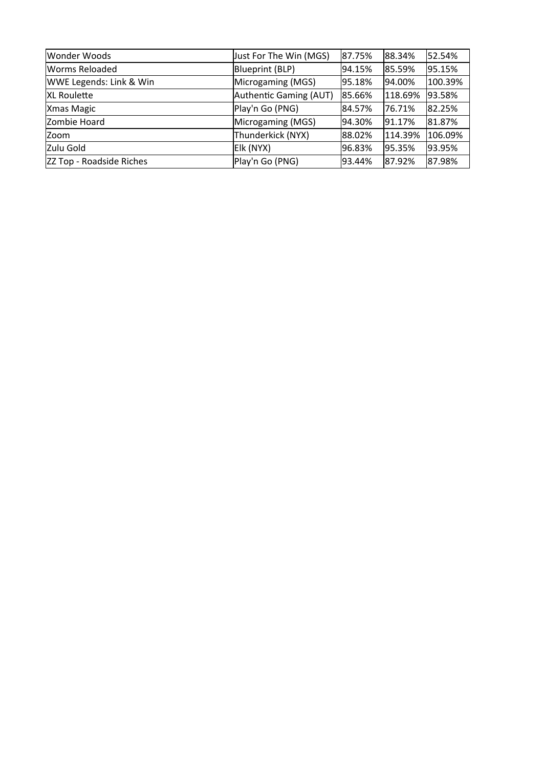| | | | | |
|---|---|---|---|---|
| Wonder Woods | Just For The Win (MGS) | 87.75% | 88.34% | 52.54% |
| Worms Reloaded | Blueprint (BLP) | 94.15% | 85.59% | 95.15% |
| WWE Legends: Link & Win | Microgaming (MGS) | 95.18% | 94.00% | 100.39% |
| XL Roulette | Authentic Gaming (AUT) | 85.66% | 118.69% | 93.58% |
| Xmas Magic | Play'n Go (PNG) | 84.57% | 76.71% | 82.25% |
| Zombie Hoard | Microgaming (MGS) | 94.30% | 91.17% | 81.87% |
| Zoom | Thunderkick (NYX) | 88.02% | 114.39% | 106.09% |
| Zulu Gold | Elk (NYX) | 96.83% | 95.35% | 93.95% |
| ZZ Top - Roadside Riches | Play'n Go (PNG) | 93.44% | 87.92% | 87.98% |